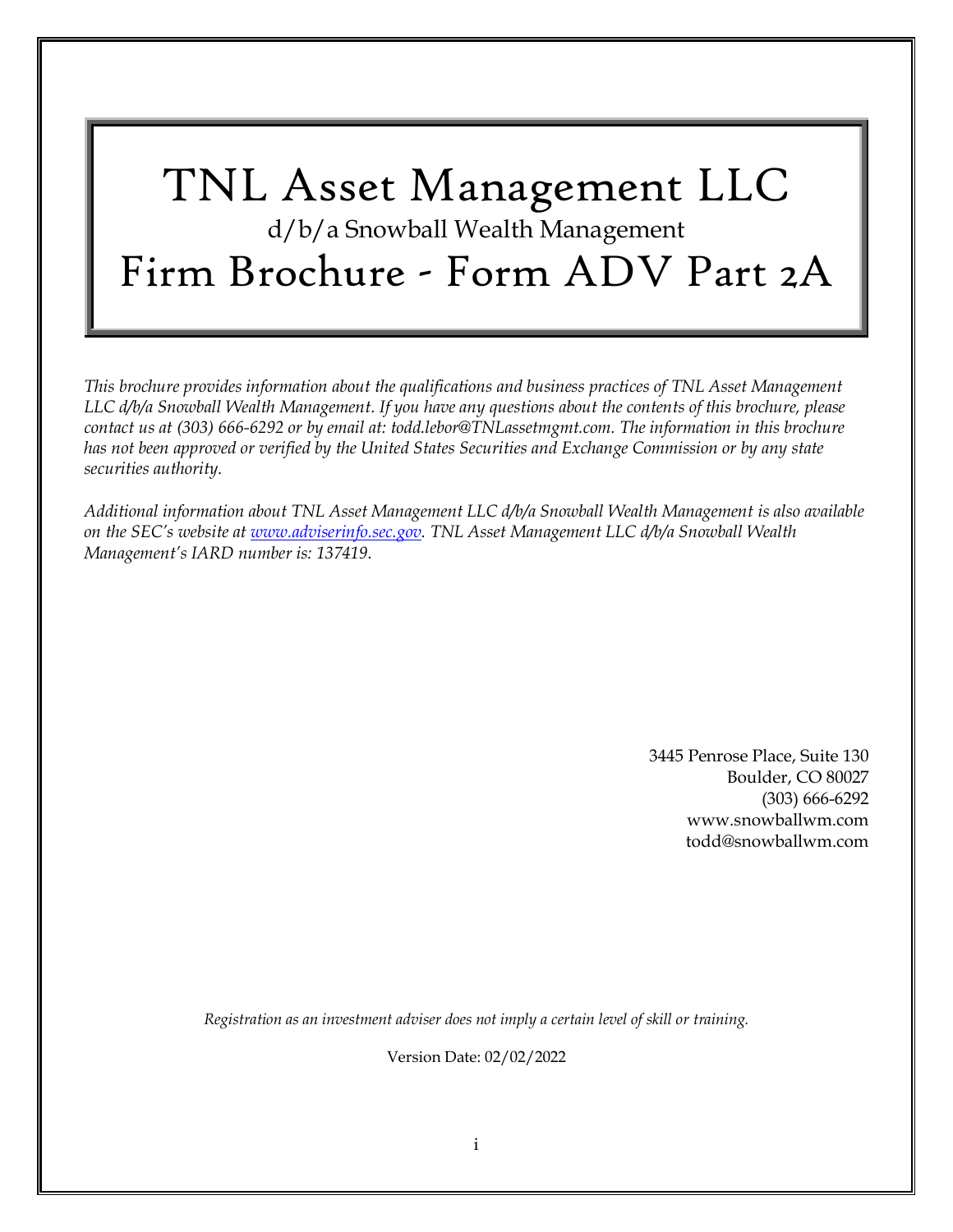# TNL Asset Management LLC

d/b/a Snowball Wealth Management

# Firm Brochure - Form ADV Part 2A

*This brochure provides information about the qualifications and business practices of TNL Asset Management LLC d/b/a Snowball Wealth Management. If you have any questions about the contents of this brochure, please contact us at (303) 666-6292 or by email at: todd.lebor@TNLassetmgmt.com. The information in this brochure has not been approved or verified by the United States Securities and Exchange Commission or by any state securities authority.*

*Additional information about TNL Asset Management LLC d/b/a Snowball Wealth Management is also available on the SEC's website at [www.adviserinfo.sec.gov](www.adviserinfo.sec.gov). TNL Asset Management LLC d/b/a Snowball Wealth Management's IARD number is: 137419.*

3445 Penrose Place, Suite 130
Boulder, CO 80027
(303) 666-6292
www.snowballwm.com
todd@snowballwm.com

*Registration as an investment adviser does not imply a certain level of skill or training.*

Version Date: 02/02/2022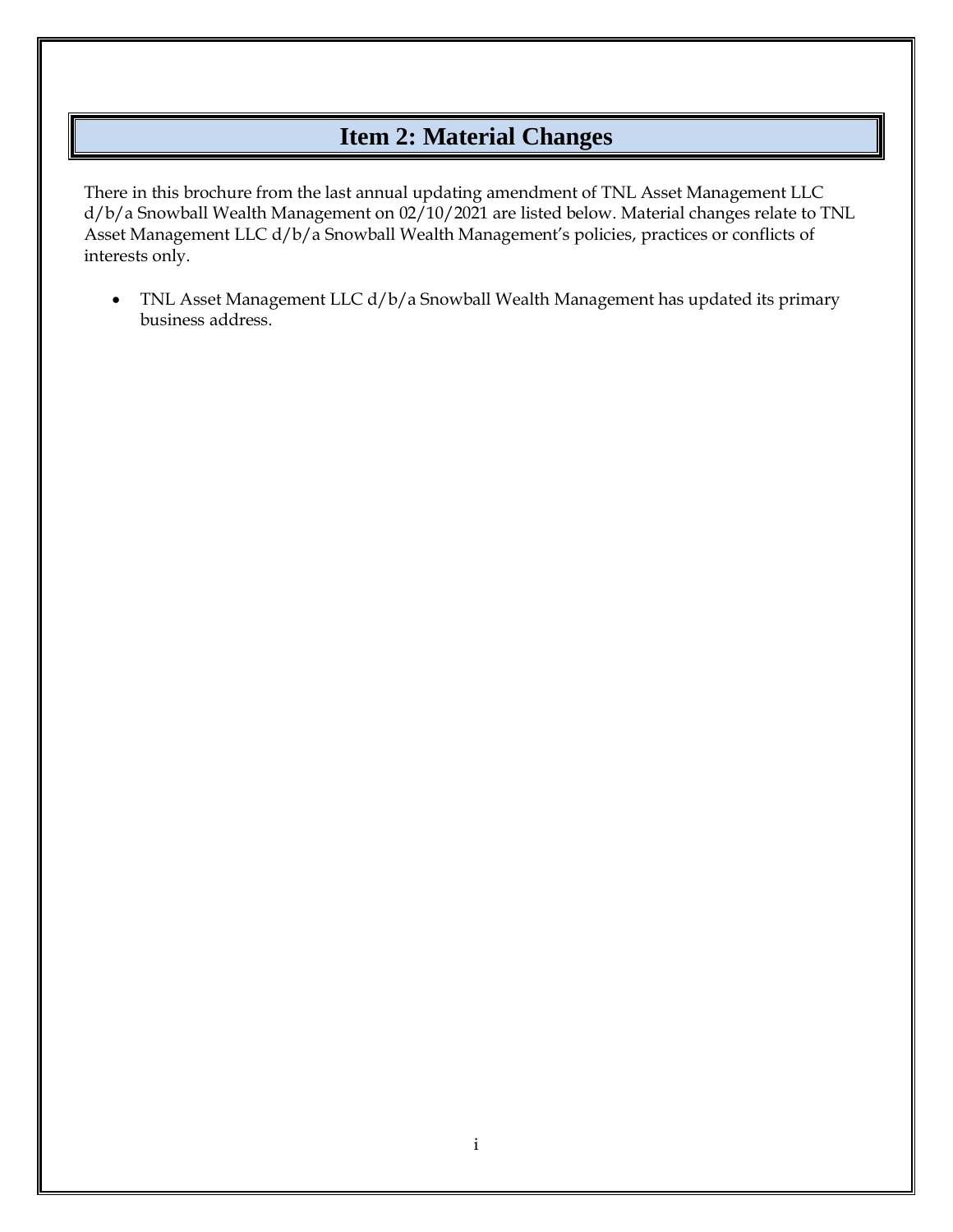# Item 2: Material Changes

There in this brochure from the last annual updating amendment of TNL Asset Management LLC d/b/a Snowball Wealth Management on 02/10/2021 are listed below. Material changes relate to TNL Asset Management LLC d/b/a Snowball Wealth Management's policies, practices or conflicts of interests only.

- TNL Asset Management LLC d/b/a Snowball Wealth Management has updated its primary business address.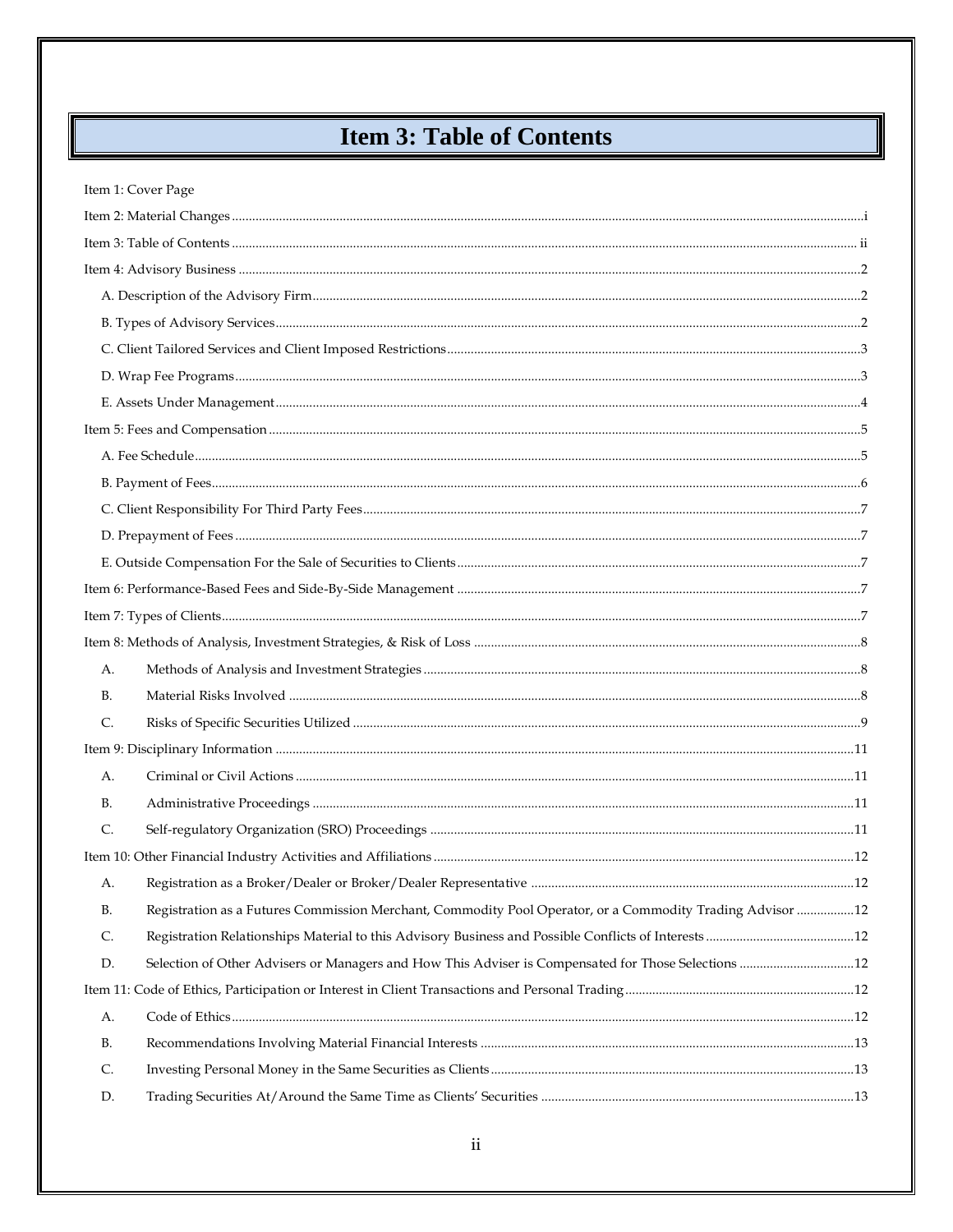# Item 3: Table of Contents

Item 1: Cover Page

Item 2: Material Changes .......... i

Item 3: Table of Contents .......... ii

Item 4: Advisory Business .......... 2

- A. Description of the Advisory Firm .......... 2
- B. Types of Advisory Services .......... 2
- C. Client Tailored Services and Client Imposed Restrictions .......... 3
- D. Wrap Fee Programs .......... 3
- E. Assets Under Management .......... 4

Item 5: Fees and Compensation .......... 5

- A. Fee Schedule .......... 5
- B. Payment of Fees .......... 6
- C. Client Responsibility For Third Party Fees .......... 7
- D. Prepayment of Fees .......... 7
- E. Outside Compensation For the Sale of Securities to Clients .......... 7

Item 6: Performance-Based Fees and Side-By-Side Management .......... 7

Item 7: Types of Clients .......... 7

Item 8: Methods of Analysis, Investment Strategies, & Risk of Loss .......... 8

- A. Methods of Analysis and Investment Strategies .......... 8
- B. Material Risks Involved .......... 8
- C. Risks of Specific Securities Utilized .......... 9

Item 9: Disciplinary Information .......... 11

- A. Criminal or Civil Actions .......... 11
- B. Administrative Proceedings .......... 11
- C. Self-regulatory Organization (SRO) Proceedings .......... 11

Item 10: Other Financial Industry Activities and Affiliations .......... 12

- A. Registration as a Broker/Dealer or Broker/Dealer Representative .......... 12
- B. Registration as a Futures Commission Merchant, Commodity Pool Operator, or a Commodity Trading Advisor .......... 12
- C. Registration Relationships Material to this Advisory Business and Possible Conflicts of Interests .......... 12
- D. Selection of Other Advisers or Managers and How This Adviser is Compensated for Those Selections .......... 12

Item 11: Code of Ethics, Participation or Interest in Client Transactions and Personal Trading .......... 12

- A. Code of Ethics .......... 12
- B. Recommendations Involving Material Financial Interests .......... 13
- C. Investing Personal Money in the Same Securities as Clients .......... 13
- D. Trading Securities At/Around the Same Time as Clients' Securities .......... 13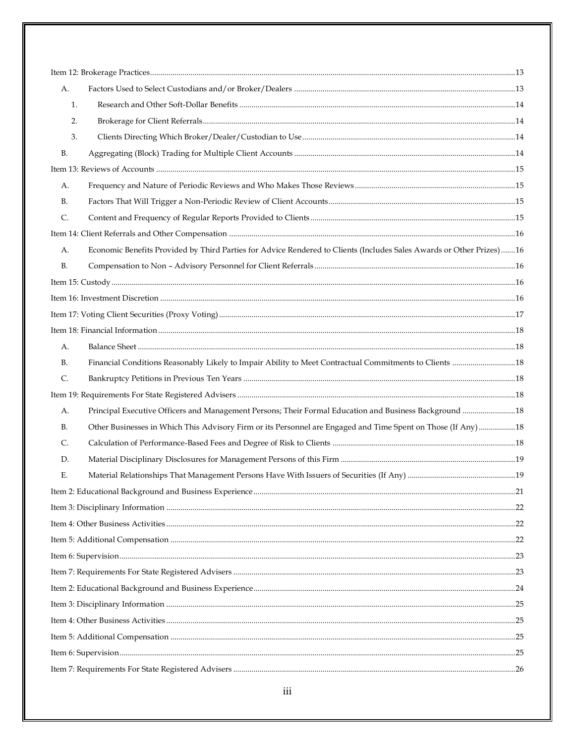Item 12: Brokerage Practices ..... 13

A. Factors Used to Select Custodians and/or Broker/Dealers ..... 13

1. Research and Other Soft-Dollar Benefits ..... 14
2. Brokerage for Client Referrals ..... 14
3. Clients Directing Which Broker/Dealer/Custodian to Use ..... 14

B. Aggregating (Block) Trading for Multiple Client Accounts ..... 14

Item 13: Reviews of Accounts ..... 15

A. Frequency and Nature of Periodic Reviews and Who Makes Those Reviews ..... 15

B. Factors That Will Trigger a Non-Periodic Review of Client Accounts ..... 15

C. Content and Frequency of Regular Reports Provided to Clients ..... 15

Item 14: Client Referrals and Other Compensation ..... 16

A. Economic Benefits Provided by Third Parties for Advice Rendered to Clients (Includes Sales Awards or Other Prizes) ..... 16

B. Compensation to Non – Advisory Personnel for Client Referrals ..... 16

Item 15: Custody ..... 16

Item 16: Investment Discretion ..... 16

Item 17: Voting Client Securities (Proxy Voting) ..... 17

Item 18: Financial Information ..... 18

A. Balance Sheet ..... 18

B. Financial Conditions Reasonably Likely to Impair Ability to Meet Contractual Commitments to Clients ..... 18

C. Bankruptcy Petitions in Previous Ten Years ..... 18

Item 19: Requirements For State Registered Advisers ..... 18

A. Principal Executive Officers and Management Persons; Their Formal Education and Business Background ..... 18

B. Other Businesses in Which This Advisory Firm or its Personnel are Engaged and Time Spent on Those (If Any) ..... 18

C. Calculation of Performance-Based Fees and Degree of Risk to Clients ..... 18

D. Material Disciplinary Disclosures for Management Persons of this Firm ..... 19

E. Material Relationships That Management Persons Have With Issuers of Securities (If Any) ..... 19

Item 2: Educational Background and Business Experience ..... 21

Item 3: Disciplinary Information ..... 22

Item 4: Other Business Activities ..... 22

Item 5: Additional Compensation ..... 22

Item 6: Supervision ..... 23

Item 7: Requirements For State Registered Advisers ..... 23

Item 2: Educational Background and Business Experience ..... 24

Item 3: Disciplinary Information ..... 25

Item 4: Other Business Activities ..... 25

Item 5: Additional Compensation ..... 25

Item 6: Supervision ..... 25

Item 7: Requirements For State Registered Advisers ..... 26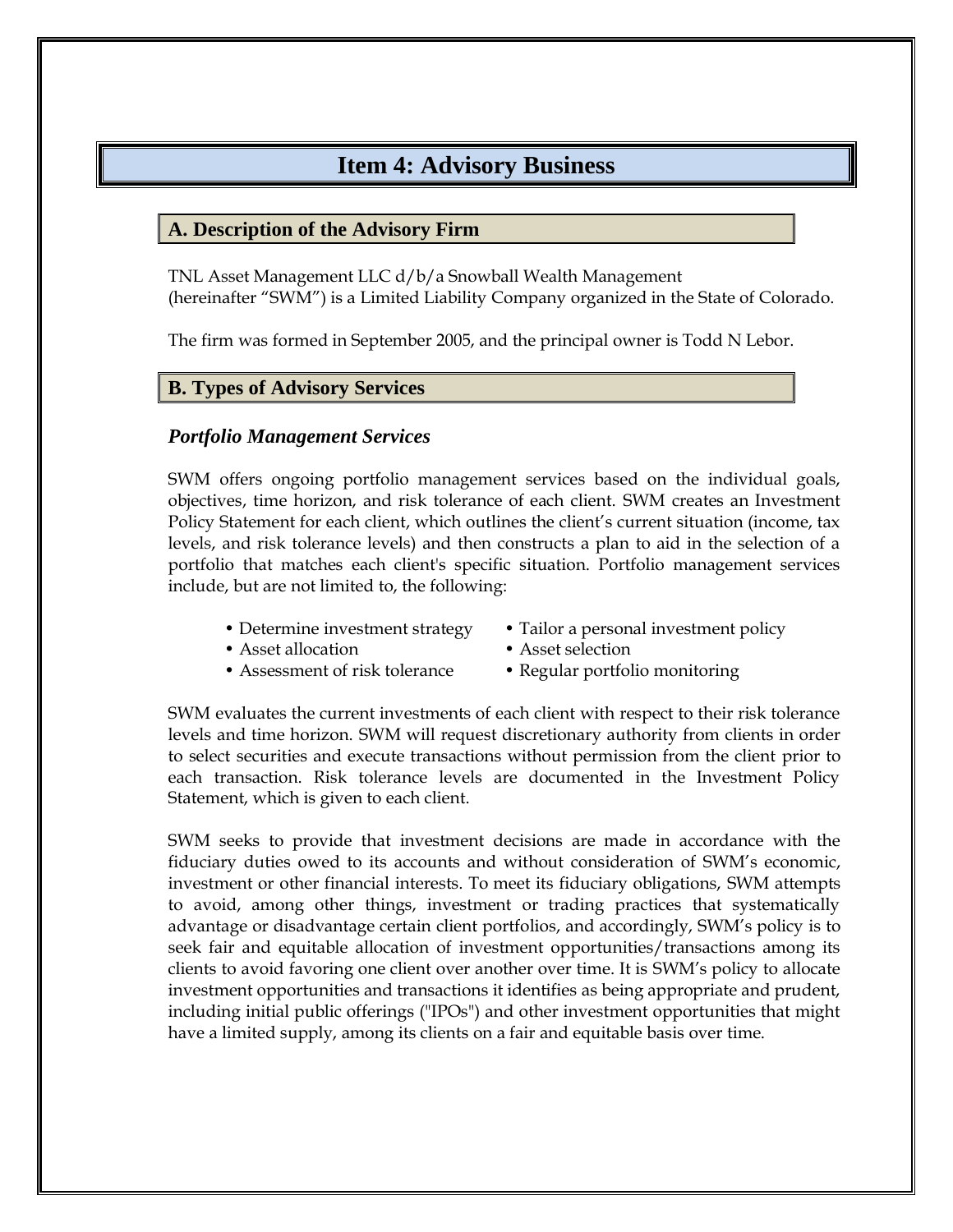# Item 4: Advisory Business

## A. Description of the Advisory Firm

TNL Asset Management LLC d/b/a Snowball Wealth Management (hereinafter "SWM") is a Limited Liability Company organized in the State of Colorado.

The firm was formed in September 2005, and the principal owner is Todd N Lebor.

## B. Types of Advisory Services

### *Portfolio Management Services*

SWM offers ongoing portfolio management services based on the individual goals, objectives, time horizon, and risk tolerance of each client. SWM creates an Investment Policy Statement for each client, which outlines the client's current situation (income, tax levels, and risk tolerance levels) and then constructs a plan to aid in the selection of a portfolio that matches each client's specific situation. Portfolio management services include, but are not limited to, the following:

- Determine investment strategy
- Tailor a personal investment policy
- Asset allocation
- Asset selection
- Assessment of risk tolerance
- Regular portfolio monitoring

SWM evaluates the current investments of each client with respect to their risk tolerance levels and time horizon. SWM will request discretionary authority from clients in order to select securities and execute transactions without permission from the client prior to each transaction. Risk tolerance levels are documented in the Investment Policy Statement, which is given to each client.

SWM seeks to provide that investment decisions are made in accordance with the fiduciary duties owed to its accounts and without consideration of SWM's economic, investment or other financial interests. To meet its fiduciary obligations, SWM attempts to avoid, among other things, investment or trading practices that systematically advantage or disadvantage certain client portfolios, and accordingly, SWM's policy is to seek fair and equitable allocation of investment opportunities/transactions among its clients to avoid favoring one client over another over time. It is SWM's policy to allocate investment opportunities and transactions it identifies as being appropriate and prudent, including initial public offerings ("IPOs") and other investment opportunities that might have a limited supply, among its clients on a fair and equitable basis over time.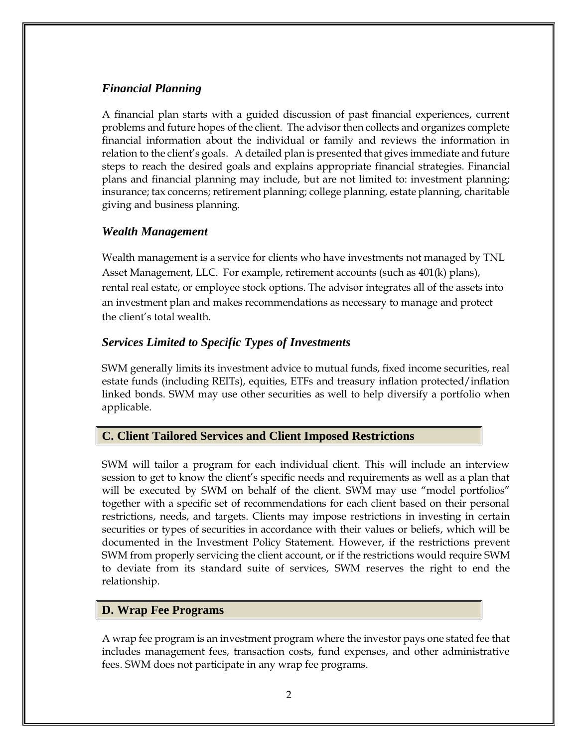### *Financial Planning*

A financial plan starts with a guided discussion of past financial experiences, current problems and future hopes of the client. The advisor then collects and organizes complete financial information about the individual or family and reviews the information in relation to the client's goals. A detailed plan is presented that gives immediate and future steps to reach the desired goals and explains appropriate financial strategies. Financial plans and financial planning may include, but are not limited to: investment planning; insurance; tax concerns; retirement planning; college planning, estate planning, charitable giving and business planning.

### *Wealth Management*

Wealth management is a service for clients who have investments not managed by TNL Asset Management, LLC. For example, retirement accounts (such as 401(k) plans), rental real estate, or employee stock options. The advisor integrates all of the assets into an investment plan and makes recommendations as necessary to manage and protect the client's total wealth.

### *Services Limited to Specific Types of Investments*

SWM generally limits its investment advice to mutual funds, fixed income securities, real estate funds (including REITs), equities, ETFs and treasury inflation protected/inflation linked bonds. SWM may use other securities as well to help diversify a portfolio when applicable.

## C. Client Tailored Services and Client Imposed Restrictions

SWM will tailor a program for each individual client. This will include an interview session to get to know the client's specific needs and requirements as well as a plan that will be executed by SWM on behalf of the client. SWM may use "model portfolios" together with a specific set of recommendations for each client based on their personal restrictions, needs, and targets. Clients may impose restrictions in investing in certain securities or types of securities in accordance with their values or beliefs, which will be documented in the Investment Policy Statement. However, if the restrictions prevent SWM from properly servicing the client account, or if the restrictions would require SWM to deviate from its standard suite of services, SWM reserves the right to end the relationship.

## D. Wrap Fee Programs

A wrap fee program is an investment program where the investor pays one stated fee that includes management fees, transaction costs, fund expenses, and other administrative fees. SWM does not participate in any wrap fee programs.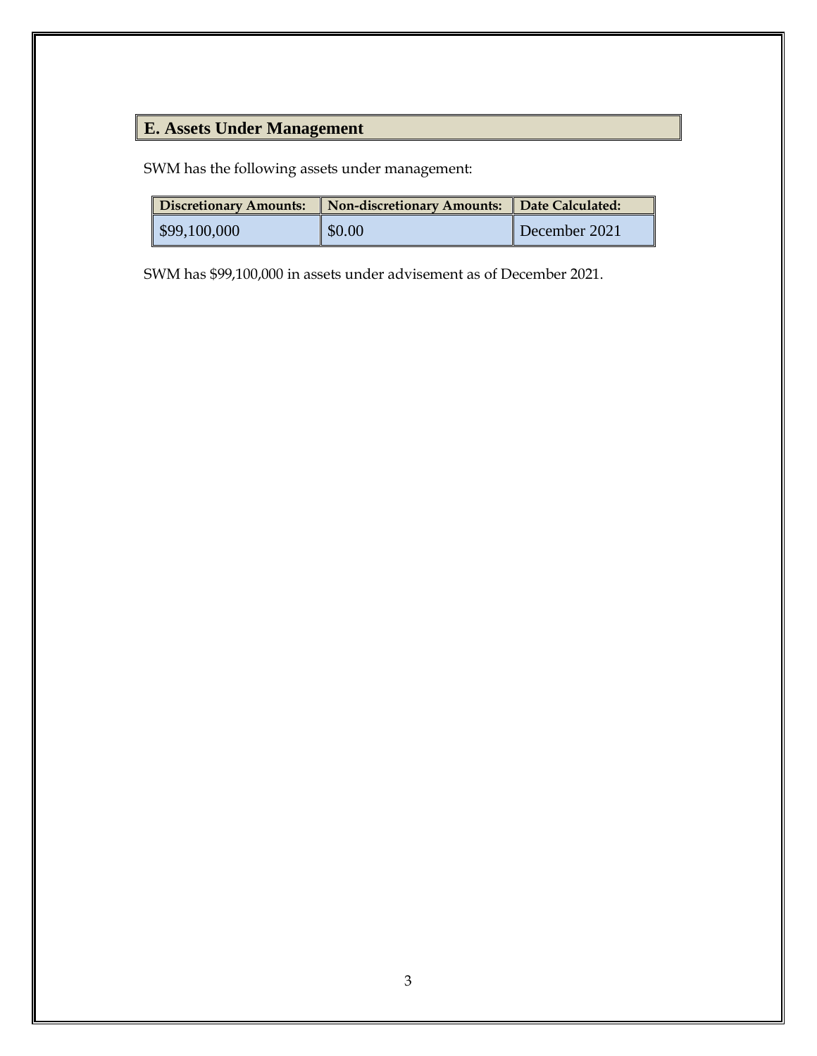## E. Assets Under Management

SWM has the following assets under management:

| Discretionary Amounts: | Non-discretionary Amounts: | Date Calculated: |
| --- | --- | --- |
| $99,100,000 | $0.00 | December 2021 |

SWM has $99,100,000 in assets under advisement as of December 2021.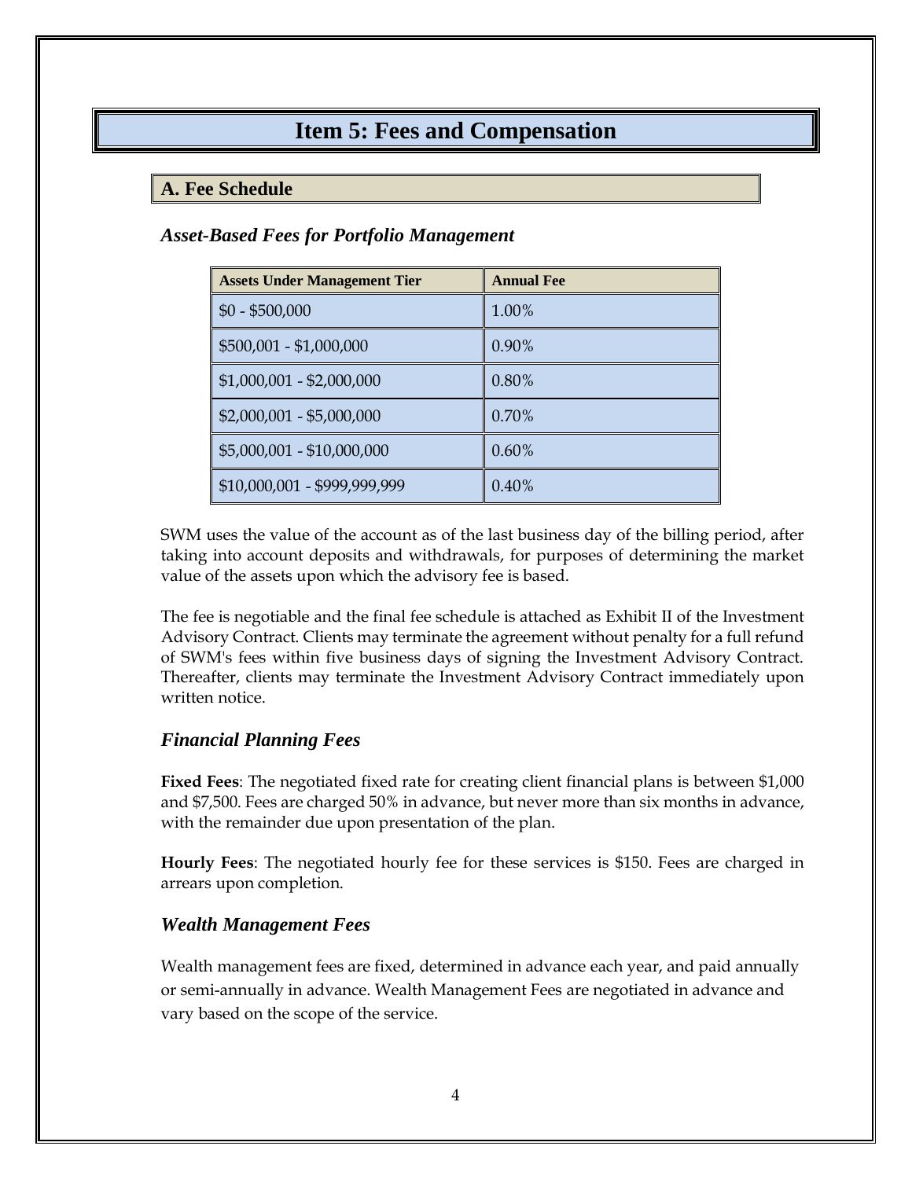# Item 5: Fees and Compensation

## A. Fee Schedule

### *Asset-Based Fees for Portfolio Management*

| Assets Under Management Tier | Annual Fee |
|---|---|
| $0 - $500,000 | 1.00% |
| $500,001 - $1,000,000 | 0.90% |
| $1,000,001 - $2,000,000 | 0.80% |
| $2,000,001 - $5,000,000 | 0.70% |
| $5,000,001 - $10,000,000 | 0.60% |
| $10,000,001 - $999,999,999 | 0.40% |

SWM uses the value of the account as of the last business day of the billing period, after taking into account deposits and withdrawals, for purposes of determining the market value of the assets upon which the advisory fee is based.

The fee is negotiable and the final fee schedule is attached as Exhibit II of the Investment Advisory Contract. Clients may terminate the agreement without penalty for a full refund of SWM's fees within five business days of signing the Investment Advisory Contract. Thereafter, clients may terminate the Investment Advisory Contract immediately upon written notice.

### *Financial Planning Fees*

**Fixed Fees**: The negotiated fixed rate for creating client financial plans is between $1,000 and $7,500. Fees are charged 50% in advance, but never more than six months in advance, with the remainder due upon presentation of the plan.

**Hourly Fees**: The negotiated hourly fee for these services is $150. Fees are charged in arrears upon completion.

### *Wealth Management Fees*

Wealth management fees are fixed, determined in advance each year, and paid annually or semi-annually in advance. Wealth Management Fees are negotiated in advance and vary based on the scope of the service.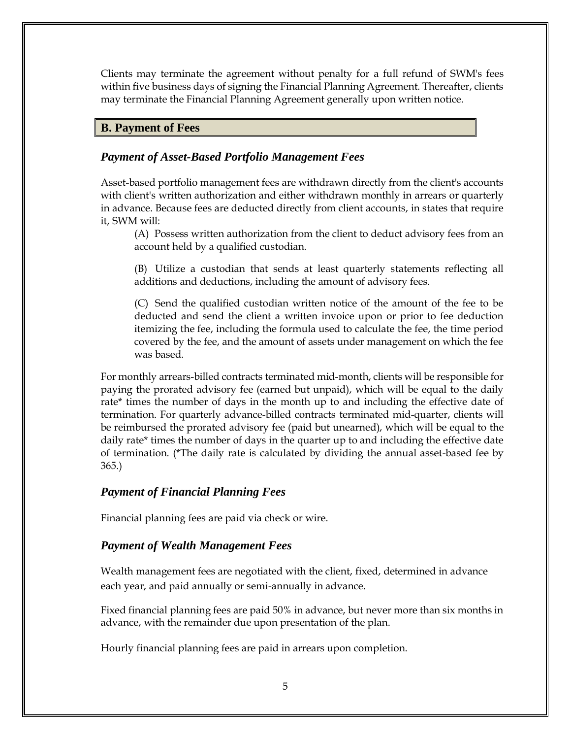Clients may terminate the agreement without penalty for a full refund of SWM's fees within five business days of signing the Financial Planning Agreement. Thereafter, clients may terminate the Financial Planning Agreement generally upon written notice.

## B. Payment of Fees

### *Payment of Asset-Based Portfolio Management Fees*

Asset-based portfolio management fees are withdrawn directly from the client's accounts with client's written authorization and either withdrawn monthly in arrears or quarterly in advance. Because fees are deducted directly from client accounts, in states that require it, SWM will:

(A) Possess written authorization from the client to deduct advisory fees from an account held by a qualified custodian.

(B) Utilize a custodian that sends at least quarterly statements reflecting all additions and deductions, including the amount of advisory fees.

(C) Send the qualified custodian written notice of the amount of the fee to be deducted and send the client a written invoice upon or prior to fee deduction itemizing the fee, including the formula used to calculate the fee, the time period covered by the fee, and the amount of assets under management on which the fee was based.

For monthly arrears-billed contracts terminated mid-month, clients will be responsible for paying the prorated advisory fee (earned but unpaid), which will be equal to the daily rate* times the number of days in the month up to and including the effective date of termination. For quarterly advance-billed contracts terminated mid-quarter, clients will be reimbursed the prorated advisory fee (paid but unearned), which will be equal to the daily rate* times the number of days in the quarter up to and including the effective date of termination. (*The daily rate is calculated by dividing the annual asset-based fee by 365.)

### *Payment of Financial Planning Fees*

Financial planning fees are paid via check or wire.

### *Payment of Wealth Management Fees*

Wealth management fees are negotiated with the client, fixed, determined in advance each year, and paid annually or semi-annually in advance.

Fixed financial planning fees are paid 50% in advance, but never more than six months in advance, with the remainder due upon presentation of the plan.

Hourly financial planning fees are paid in arrears upon completion.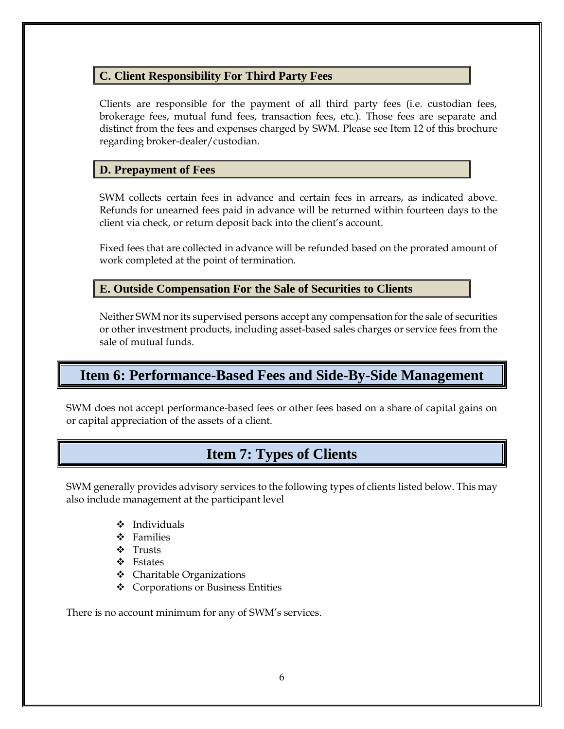### C. Client Responsibility For Third Party Fees

Clients are responsible for the payment of all third party fees (i.e. custodian fees, brokerage fees, mutual fund fees, transaction fees, etc.). Those fees are separate and distinct from the fees and expenses charged by SWM. Please see Item 12 of this brochure regarding broker-dealer/custodian.

### D. Prepayment of Fees

SWM collects certain fees in advance and certain fees in arrears, as indicated above. Refunds for unearned fees paid in advance will be returned within fourteen days to the client via check, or return deposit back into the client's account.

Fixed fees that are collected in advance will be refunded based on the prorated amount of work completed at the point of termination.

### E. Outside Compensation For the Sale of Securities to Clients

Neither SWM nor its supervised persons accept any compensation for the sale of securities or other investment products, including asset-based sales charges or service fees from the sale of mutual funds.

## Item 6: Performance-Based Fees and Side-By-Side Management

SWM does not accept performance-based fees or other fees based on a share of capital gains on or capital appreciation of the assets of a client.

## Item 7: Types of Clients

SWM generally provides advisory services to the following types of clients listed below. This may also include management at the participant level

- Individuals
- Families
- Trusts
- Estates
- Charitable Organizations
- Corporations or Business Entities

There is no account minimum for any of SWM's services.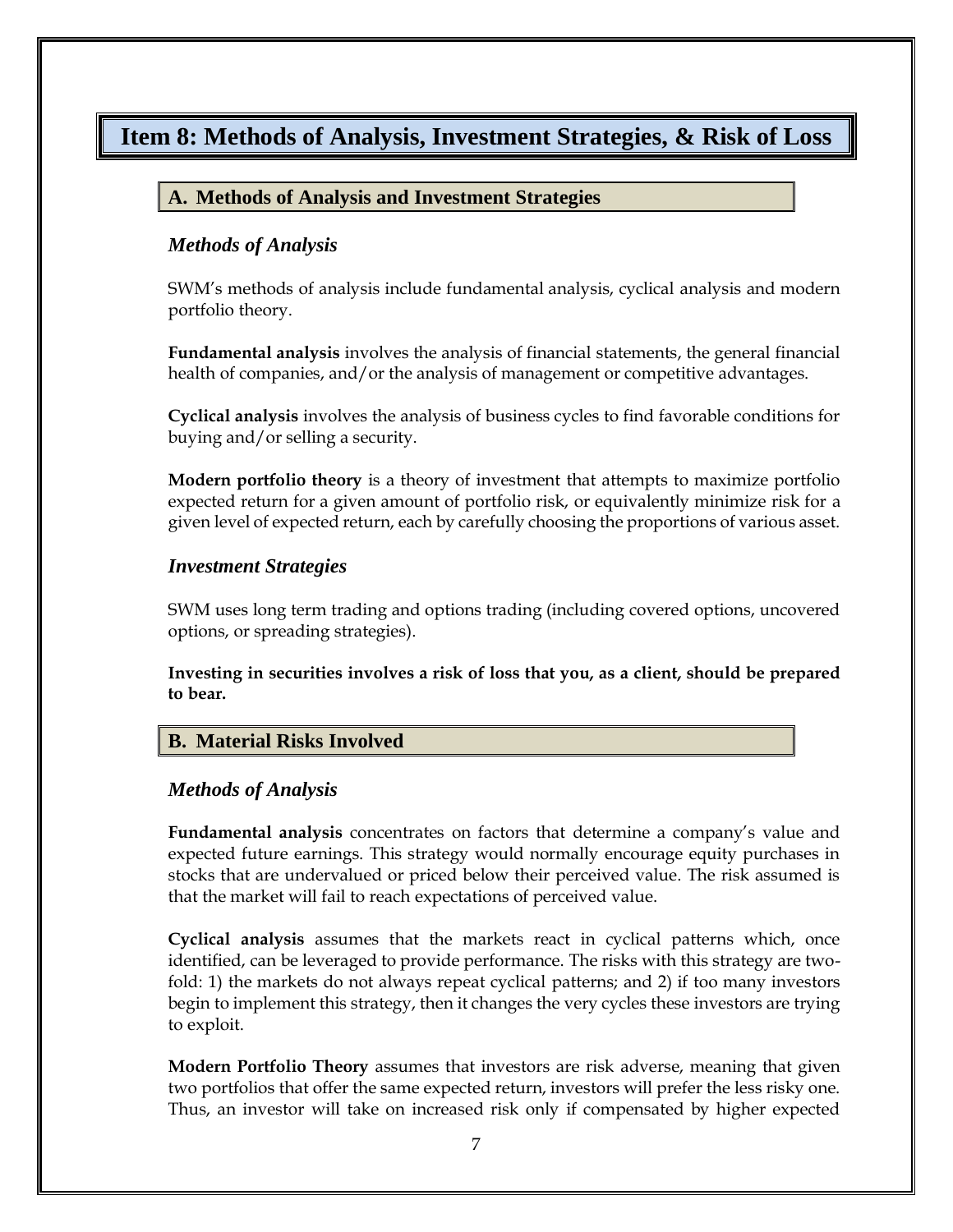# Item 8: Methods of Analysis, Investment Strategies, & Risk of Loss

## A. Methods of Analysis and Investment Strategies

### *Methods of Analysis*

SWM's methods of analysis include fundamental analysis, cyclical analysis and modern portfolio theory.

**Fundamental analysis** involves the analysis of financial statements, the general financial health of companies, and/or the analysis of management or competitive advantages.

**Cyclical analysis** involves the analysis of business cycles to find favorable conditions for buying and/or selling a security.

**Modern portfolio theory** is a theory of investment that attempts to maximize portfolio expected return for a given amount of portfolio risk, or equivalently minimize risk for a given level of expected return, each by carefully choosing the proportions of various asset.

### *Investment Strategies*

SWM uses long term trading and options trading (including covered options, uncovered options, or spreading strategies).

**Investing in securities involves a risk of loss that you, as a client, should be prepared to bear.**

## B. Material Risks Involved

### *Methods of Analysis*

**Fundamental analysis** concentrates on factors that determine a company's value and expected future earnings. This strategy would normally encourage equity purchases in stocks that are undervalued or priced below their perceived value. The risk assumed is that the market will fail to reach expectations of perceived value.

**Cyclical analysis** assumes that the markets react in cyclical patterns which, once identified, can be leveraged to provide performance. The risks with this strategy are two-fold: 1) the markets do not always repeat cyclical patterns; and 2) if too many investors begin to implement this strategy, then it changes the very cycles these investors are trying to exploit.

**Modern Portfolio Theory** assumes that investors are risk adverse, meaning that given two portfolios that offer the same expected return, investors will prefer the less risky one. Thus, an investor will take on increased risk only if compensated by higher expected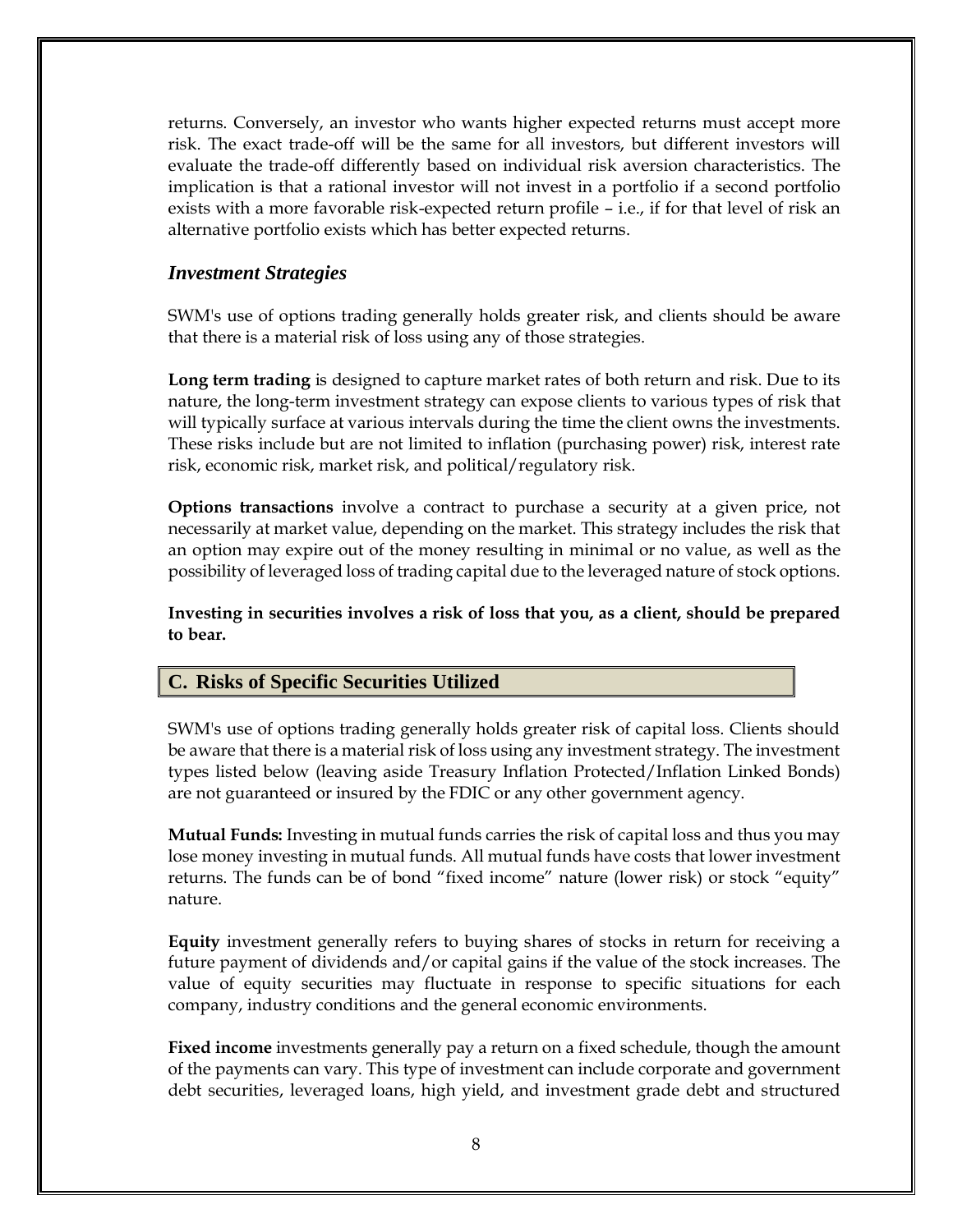returns. Conversely, an investor who wants higher expected returns must accept more risk. The exact trade-off will be the same for all investors, but different investors will evaluate the trade-off differently based on individual risk aversion characteristics. The implication is that a rational investor will not invest in a portfolio if a second portfolio exists with a more favorable risk-expected return profile – i.e., if for that level of risk an alternative portfolio exists which has better expected returns.

### *Investment Strategies*

SWM's use of options trading generally holds greater risk, and clients should be aware that there is a material risk of loss using any of those strategies.

**Long term trading** is designed to capture market rates of both return and risk. Due to its nature, the long-term investment strategy can expose clients to various types of risk that will typically surface at various intervals during the time the client owns the investments. These risks include but are not limited to inflation (purchasing power) risk, interest rate risk, economic risk, market risk, and political/regulatory risk.

**Options transactions** involve a contract to purchase a security at a given price, not necessarily at market value, depending on the market. This strategy includes the risk that an option may expire out of the money resulting in minimal or no value, as well as the possibility of leveraged loss of trading capital due to the leveraged nature of stock options.

**Investing in securities involves a risk of loss that you, as a client, should be prepared to bear.**

## C. Risks of Specific Securities Utilized

SWM's use of options trading generally holds greater risk of capital loss. Clients should be aware that there is a material risk of loss using any investment strategy. The investment types listed below (leaving aside Treasury Inflation Protected/Inflation Linked Bonds) are not guaranteed or insured by the FDIC or any other government agency.

**Mutual Funds:** Investing in mutual funds carries the risk of capital loss and thus you may lose money investing in mutual funds. All mutual funds have costs that lower investment returns. The funds can be of bond "fixed income" nature (lower risk) or stock "equity" nature.

**Equity** investment generally refers to buying shares of stocks in return for receiving a future payment of dividends and/or capital gains if the value of the stock increases. The value of equity securities may fluctuate in response to specific situations for each company, industry conditions and the general economic environments.

**Fixed income** investments generally pay a return on a fixed schedule, though the amount of the payments can vary. This type of investment can include corporate and government debt securities, leveraged loans, high yield, and investment grade debt and structured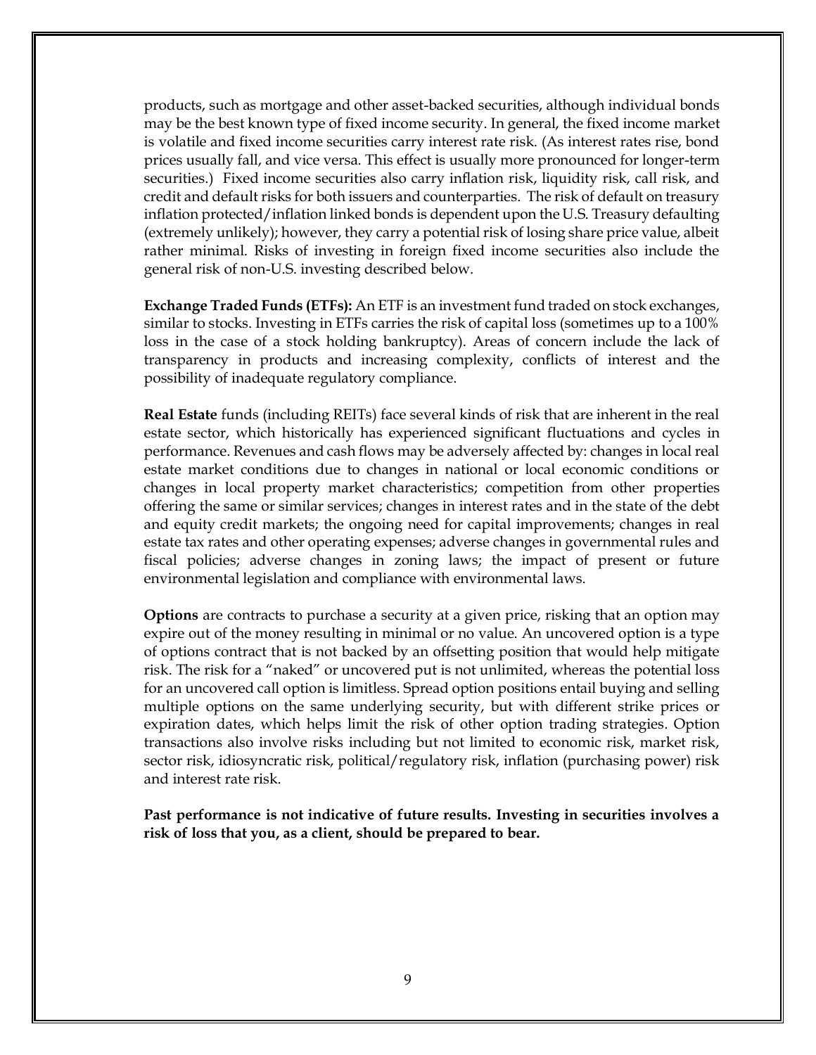products, such as mortgage and other asset-backed securities, although individual bonds may be the best known type of fixed income security. In general, the fixed income market is volatile and fixed income securities carry interest rate risk. (As interest rates rise, bond prices usually fall, and vice versa. This effect is usually more pronounced for longer-term securities.) Fixed income securities also carry inflation risk, liquidity risk, call risk, and credit and default risks for both issuers and counterparties. The risk of default on treasury inflation protected/inflation linked bonds is dependent upon the U.S. Treasury defaulting (extremely unlikely); however, they carry a potential risk of losing share price value, albeit rather minimal. Risks of investing in foreign fixed income securities also include the general risk of non-U.S. investing described below.

**Exchange Traded Funds (ETFs):** An ETF is an investment fund traded on stock exchanges, similar to stocks. Investing in ETFs carries the risk of capital loss (sometimes up to a 100% loss in the case of a stock holding bankruptcy). Areas of concern include the lack of transparency in products and increasing complexity, conflicts of interest and the possibility of inadequate regulatory compliance.

**Real Estate** funds (including REITs) face several kinds of risk that are inherent in the real estate sector, which historically has experienced significant fluctuations and cycles in performance. Revenues and cash flows may be adversely affected by: changes in local real estate market conditions due to changes in national or local economic conditions or changes in local property market characteristics; competition from other properties offering the same or similar services; changes in interest rates and in the state of the debt and equity credit markets; the ongoing need for capital improvements; changes in real estate tax rates and other operating expenses; adverse changes in governmental rules and fiscal policies; adverse changes in zoning laws; the impact of present or future environmental legislation and compliance with environmental laws.

**Options** are contracts to purchase a security at a given price, risking that an option may expire out of the money resulting in minimal or no value. An uncovered option is a type of options contract that is not backed by an offsetting position that would help mitigate risk. The risk for a "naked" or uncovered put is not unlimited, whereas the potential loss for an uncovered call option is limitless. Spread option positions entail buying and selling multiple options on the same underlying security, but with different strike prices or expiration dates, which helps limit the risk of other option trading strategies. Option transactions also involve risks including but not limited to economic risk, market risk, sector risk, idiosyncratic risk, political/regulatory risk, inflation (purchasing power) risk and interest rate risk.

**Past performance is not indicative of future results. Investing in securities involves a risk of loss that you, as a client, should be prepared to bear.**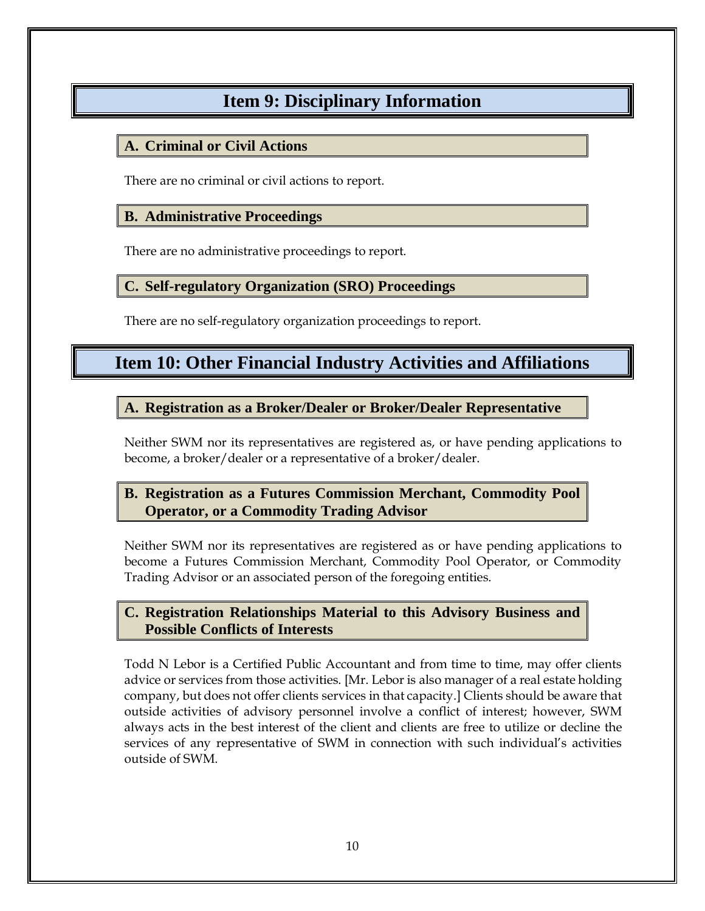# Item 9: Disciplinary Information

## A. Criminal or Civil Actions

There are no criminal or civil actions to report.

## B. Administrative Proceedings

There are no administrative proceedings to report.

## C. Self-regulatory Organization (SRO) Proceedings

There are no self-regulatory organization proceedings to report.

# Item 10: Other Financial Industry Activities and Affiliations

## A. Registration as a Broker/Dealer or Broker/Dealer Representative

Neither SWM nor its representatives are registered as, or have pending applications to become, a broker/dealer or a representative of a broker/dealer.

## B. Registration as a Futures Commission Merchant, Commodity Pool Operator, or a Commodity Trading Advisor

Neither SWM nor its representatives are registered as or have pending applications to become a Futures Commission Merchant, Commodity Pool Operator, or Commodity Trading Advisor or an associated person of the foregoing entities.

## C. Registration Relationships Material to this Advisory Business and Possible Conflicts of Interests

Todd N Lebor is a Certified Public Accountant and from time to time, may offer clients advice or services from those activities. [Mr. Lebor is also manager of a real estate holding company, but does not offer clients services in that capacity.] Clients should be aware that outside activities of advisory personnel involve a conflict of interest; however, SWM always acts in the best interest of the client and clients are free to utilize or decline the services of any representative of SWM in connection with such individual's activities outside of SWM.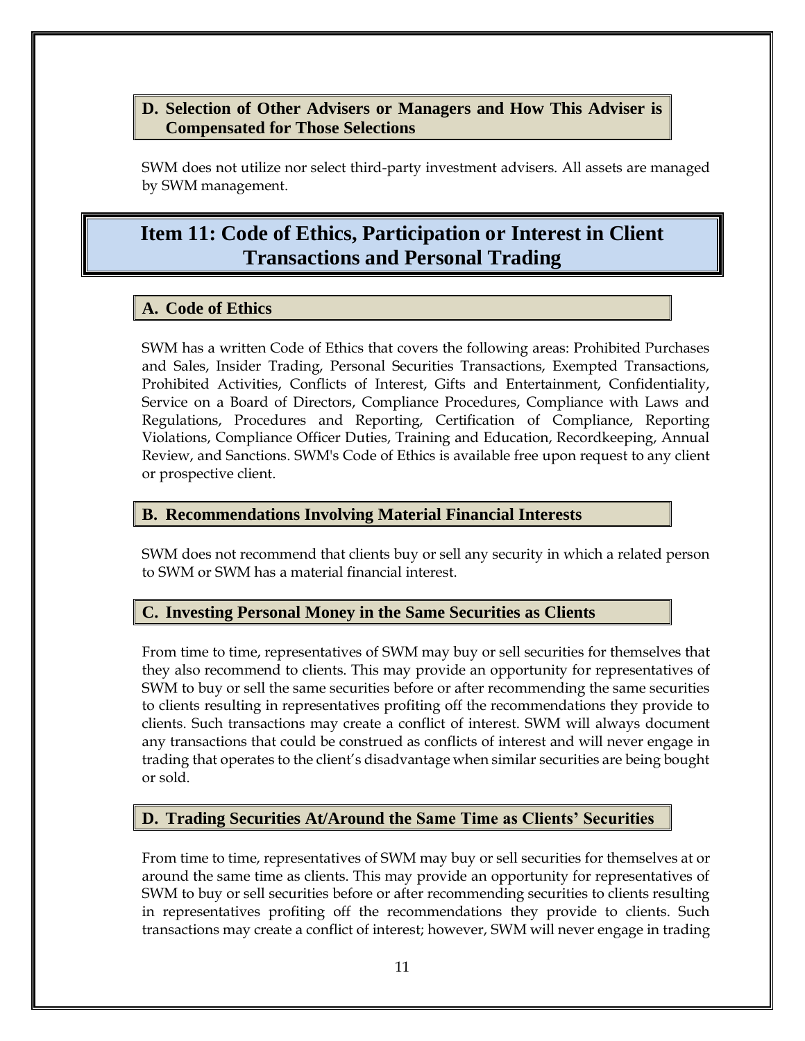### D. Selection of Other Advisers or Managers and How This Adviser is Compensated for Those Selections

SWM does not utilize nor select third-party investment advisers. All assets are managed by SWM management.

## Item 11: Code of Ethics, Participation or Interest in Client Transactions and Personal Trading

### A. Code of Ethics

SWM has a written Code of Ethics that covers the following areas: Prohibited Purchases and Sales, Insider Trading, Personal Securities Transactions, Exempted Transactions, Prohibited Activities, Conflicts of Interest, Gifts and Entertainment, Confidentiality, Service on a Board of Directors, Compliance Procedures, Compliance with Laws and Regulations, Procedures and Reporting, Certification of Compliance, Reporting Violations, Compliance Officer Duties, Training and Education, Recordkeeping, Annual Review, and Sanctions. SWM's Code of Ethics is available free upon request to any client or prospective client.

### B. Recommendations Involving Material Financial Interests

SWM does not recommend that clients buy or sell any security in which a related person to SWM or SWM has a material financial interest.

### C. Investing Personal Money in the Same Securities as Clients

From time to time, representatives of SWM may buy or sell securities for themselves that they also recommend to clients. This may provide an opportunity for representatives of SWM to buy or sell the same securities before or after recommending the same securities to clients resulting in representatives profiting off the recommendations they provide to clients. Such transactions may create a conflict of interest. SWM will always document any transactions that could be construed as conflicts of interest and will never engage in trading that operates to the client's disadvantage when similar securities are being bought or sold.

### D. Trading Securities At/Around the Same Time as Clients' Securities

From time to time, representatives of SWM may buy or sell securities for themselves at or around the same time as clients. This may provide an opportunity for representatives of SWM to buy or sell securities before or after recommending securities to clients resulting in representatives profiting off the recommendations they provide to clients. Such transactions may create a conflict of interest; however, SWM will never engage in trading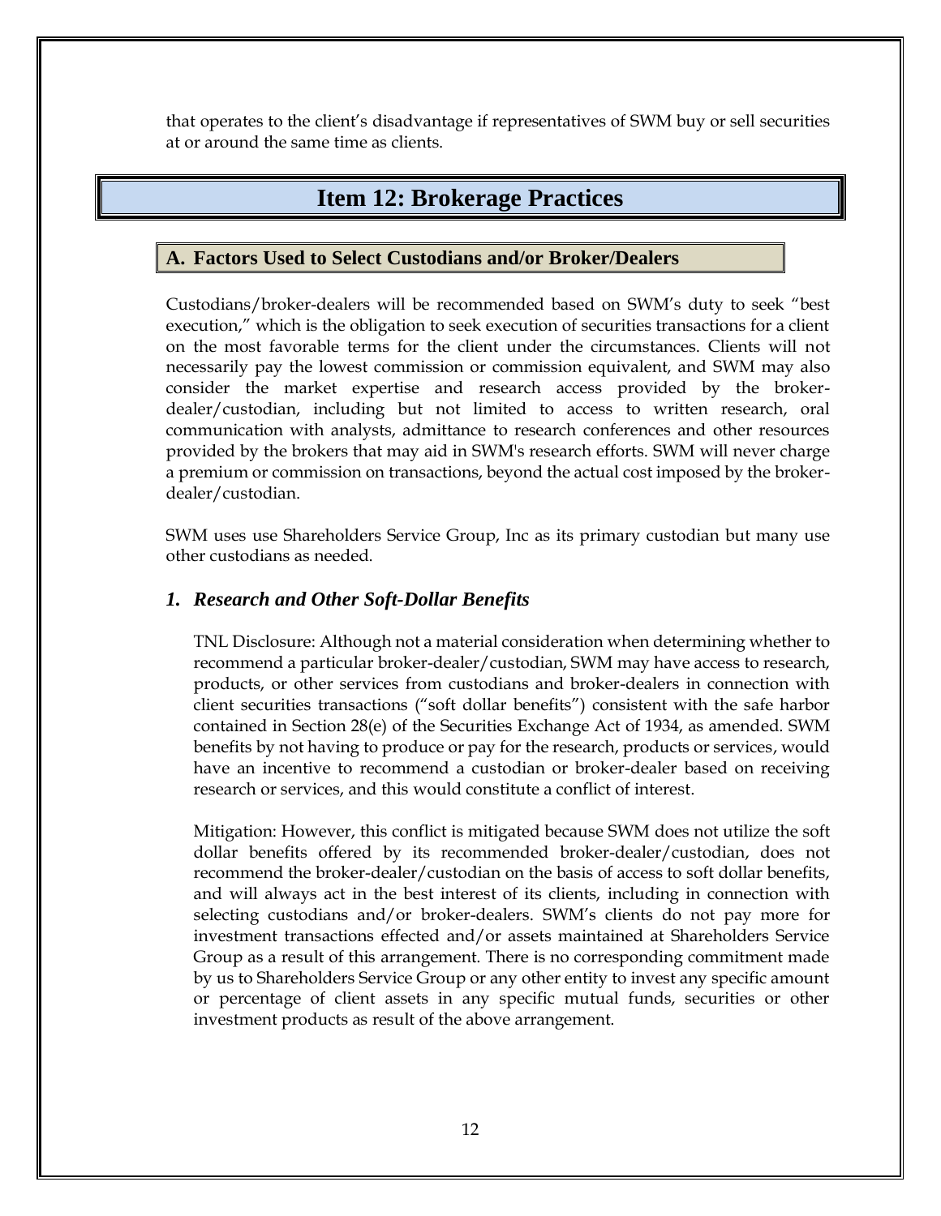that operates to the client's disadvantage if representatives of SWM buy or sell securities at or around the same time as clients.

# Item 12: Brokerage Practices

## A. Factors Used to Select Custodians and/or Broker/Dealers

Custodians/broker-dealers will be recommended based on SWM's duty to seek "best execution," which is the obligation to seek execution of securities transactions for a client on the most favorable terms for the client under the circumstances. Clients will not necessarily pay the lowest commission or commission equivalent, and SWM may also consider the market expertise and research access provided by the broker-dealer/custodian, including but not limited to access to written research, oral communication with analysts, admittance to research conferences and other resources provided by the brokers that may aid in SWM's research efforts. SWM will never charge a premium or commission on transactions, beyond the actual cost imposed by the broker-dealer/custodian.

SWM uses use Shareholders Service Group, Inc as its primary custodian but many use other custodians as needed.

### *1. Research and Other Soft-Dollar Benefits*

TNL Disclosure: Although not a material consideration when determining whether to recommend a particular broker-dealer/custodian, SWM may have access to research, products, or other services from custodians and broker-dealers in connection with client securities transactions ("soft dollar benefits") consistent with the safe harbor contained in Section 28(e) of the Securities Exchange Act of 1934, as amended. SWM benefits by not having to produce or pay for the research, products or services, would have an incentive to recommend a custodian or broker-dealer based on receiving research or services, and this would constitute a conflict of interest.

Mitigation: However, this conflict is mitigated because SWM does not utilize the soft dollar benefits offered by its recommended broker-dealer/custodian, does not recommend the broker-dealer/custodian on the basis of access to soft dollar benefits, and will always act in the best interest of its clients, including in connection with selecting custodians and/or broker-dealers. SWM's clients do not pay more for investment transactions effected and/or assets maintained at Shareholders Service Group as a result of this arrangement. There is no corresponding commitment made by us to Shareholders Service Group or any other entity to invest any specific amount or percentage of client assets in any specific mutual funds, securities or other investment products as result of the above arrangement.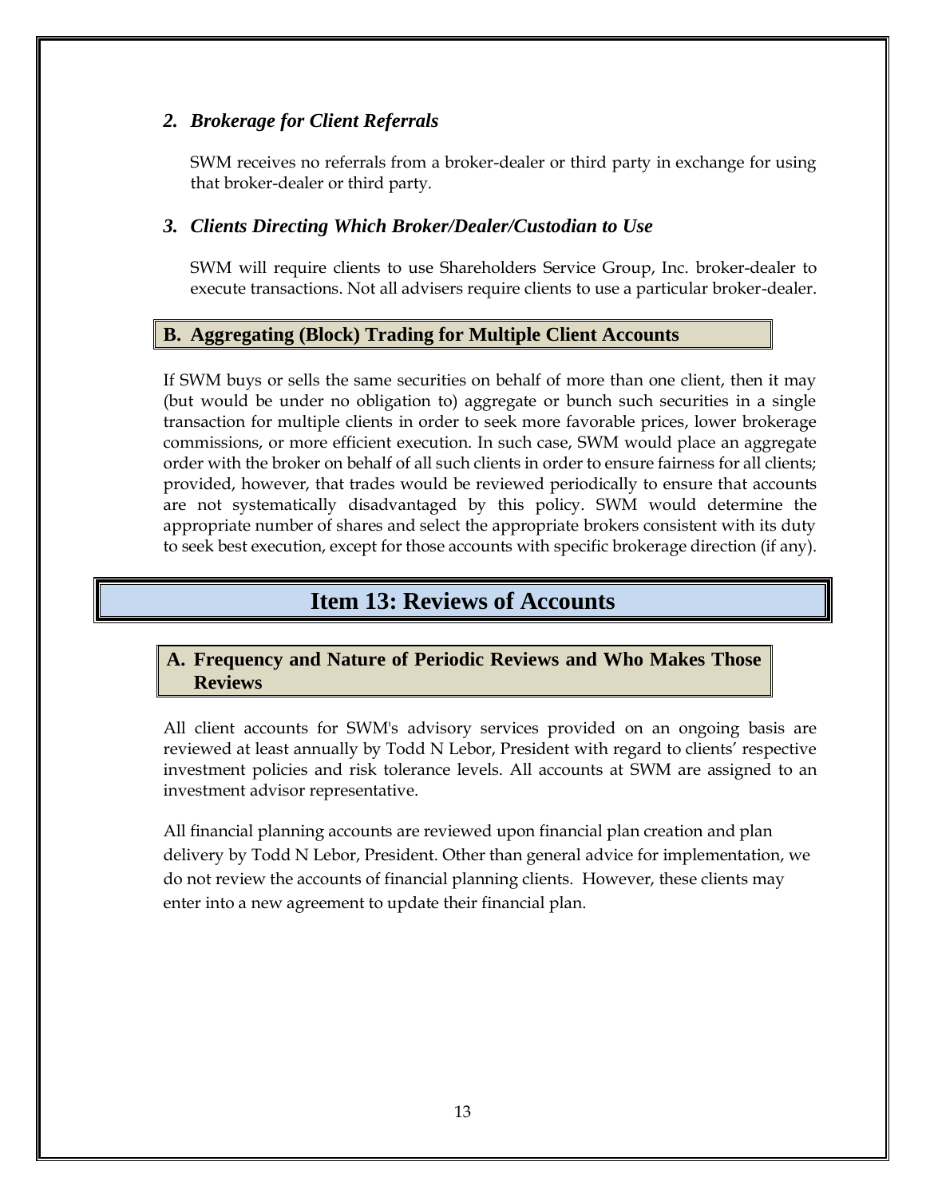### *2. Brokerage for Client Referrals*

SWM receives no referrals from a broker-dealer or third party in exchange for using that broker-dealer or third party.

### *3. Clients Directing Which Broker/Dealer/Custodian to Use*

SWM will require clients to use Shareholders Service Group, Inc. broker-dealer to execute transactions. Not all advisers require clients to use a particular broker-dealer.

## B. Aggregating (Block) Trading for Multiple Client Accounts

If SWM buys or sells the same securities on behalf of more than one client, then it may (but would be under no obligation to) aggregate or bunch such securities in a single transaction for multiple clients in order to seek more favorable prices, lower brokerage commissions, or more efficient execution. In such case, SWM would place an aggregate order with the broker on behalf of all such clients in order to ensure fairness for all clients; provided, however, that trades would be reviewed periodically to ensure that accounts are not systematically disadvantaged by this policy. SWM would determine the appropriate number of shares and select the appropriate brokers consistent with its duty to seek best execution, except for those accounts with specific brokerage direction (if any).

# Item 13: Reviews of Accounts

## A. Frequency and Nature of Periodic Reviews and Who Makes Those Reviews

All client accounts for SWM's advisory services provided on an ongoing basis are reviewed at least annually by Todd N Lebor, President with regard to clients' respective investment policies and risk tolerance levels. All accounts at SWM are assigned to an investment advisor representative.

All financial planning accounts are reviewed upon financial plan creation and plan delivery by Todd N Lebor, President. Other than general advice for implementation, we do not review the accounts of financial planning clients. However, these clients may enter into a new agreement to update their financial plan.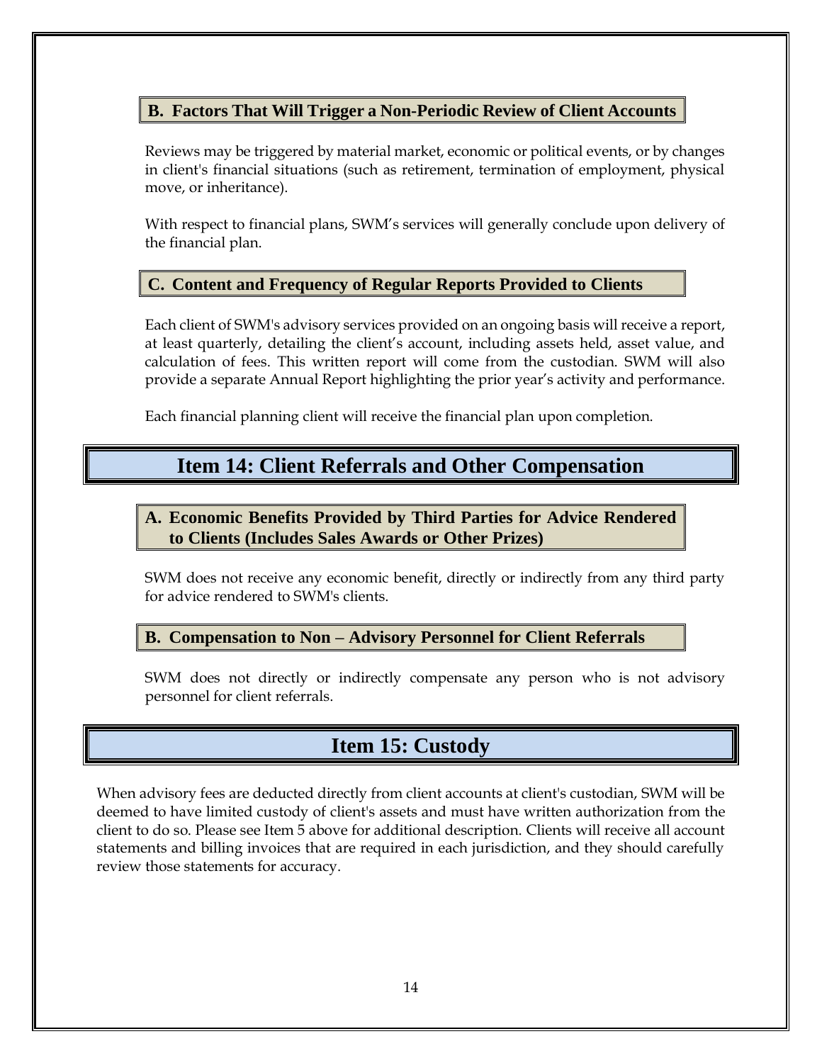### B. Factors That Will Trigger a Non-Periodic Review of Client Accounts

Reviews may be triggered by material market, economic or political events, or by changes in client's financial situations (such as retirement, termination of employment, physical move, or inheritance).

With respect to financial plans, SWM's services will generally conclude upon delivery of the financial plan.

### C. Content and Frequency of Regular Reports Provided to Clients

Each client of SWM's advisory services provided on an ongoing basis will receive a report, at least quarterly, detailing the client's account, including assets held, asset value, and calculation of fees. This written report will come from the custodian. SWM will also provide a separate Annual Report highlighting the prior year's activity and performance.

Each financial planning client will receive the financial plan upon completion.

## Item 14: Client Referrals and Other Compensation

### A. Economic Benefits Provided by Third Parties for Advice Rendered to Clients (Includes Sales Awards or Other Prizes)

SWM does not receive any economic benefit, directly or indirectly from any third party for advice rendered to SWM's clients.

### B. Compensation to Non – Advisory Personnel for Client Referrals

SWM does not directly or indirectly compensate any person who is not advisory personnel for client referrals.

## Item 15: Custody

When advisory fees are deducted directly from client accounts at client's custodian, SWM will be deemed to have limited custody of client's assets and must have written authorization from the client to do so. Please see Item 5 above for additional description. Clients will receive all account statements and billing invoices that are required in each jurisdiction, and they should carefully review those statements for accuracy.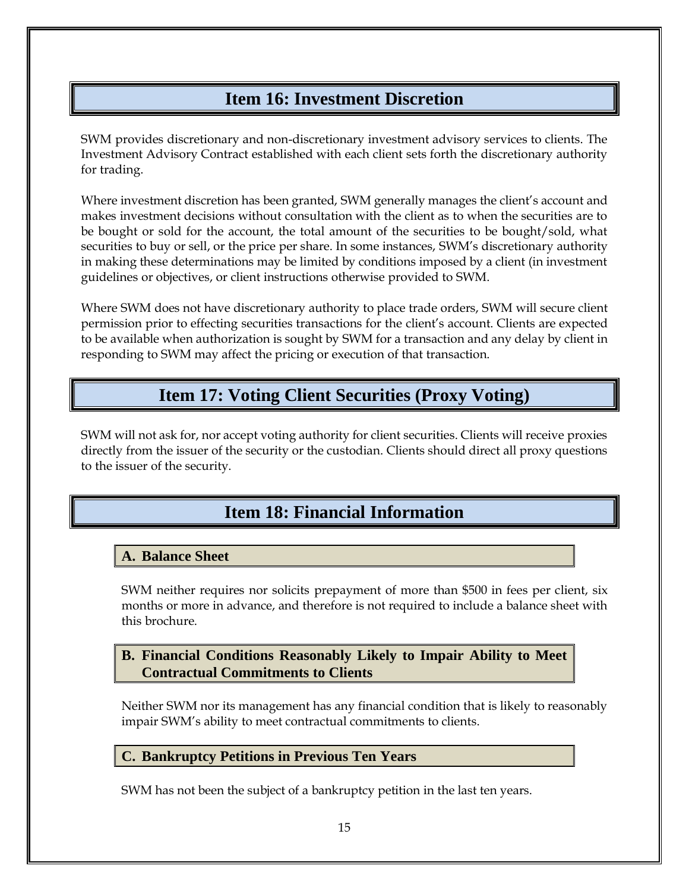## Item 16: Investment Discretion

SWM provides discretionary and non-discretionary investment advisory services to clients. The Investment Advisory Contract established with each client sets forth the discretionary authority for trading.

Where investment discretion has been granted, SWM generally manages the client's account and makes investment decisions without consultation with the client as to when the securities are to be bought or sold for the account, the total amount of the securities to be bought/sold, what securities to buy or sell, or the price per share. In some instances, SWM's discretionary authority in making these determinations may be limited by conditions imposed by a client (in investment guidelines or objectives, or client instructions otherwise provided to SWM.

Where SWM does not have discretionary authority to place trade orders, SWM will secure client permission prior to effecting securities transactions for the client's account. Clients are expected to be available when authorization is sought by SWM for a transaction and any delay by client in responding to SWM may affect the pricing or execution of that transaction.

## Item 17: Voting Client Securities (Proxy Voting)

SWM will not ask for, nor accept voting authority for client securities. Clients will receive proxies directly from the issuer of the security or the custodian. Clients should direct all proxy questions to the issuer of the security.

## Item 18: Financial Information

### A. Balance Sheet

SWM neither requires nor solicits prepayment of more than $500 in fees per client, six months or more in advance, and therefore is not required to include a balance sheet with this brochure.

### B. Financial Conditions Reasonably Likely to Impair Ability to Meet Contractual Commitments to Clients

Neither SWM nor its management has any financial condition that is likely to reasonably impair SWM's ability to meet contractual commitments to clients.

### C. Bankruptcy Petitions in Previous Ten Years

SWM has not been the subject of a bankruptcy petition in the last ten years.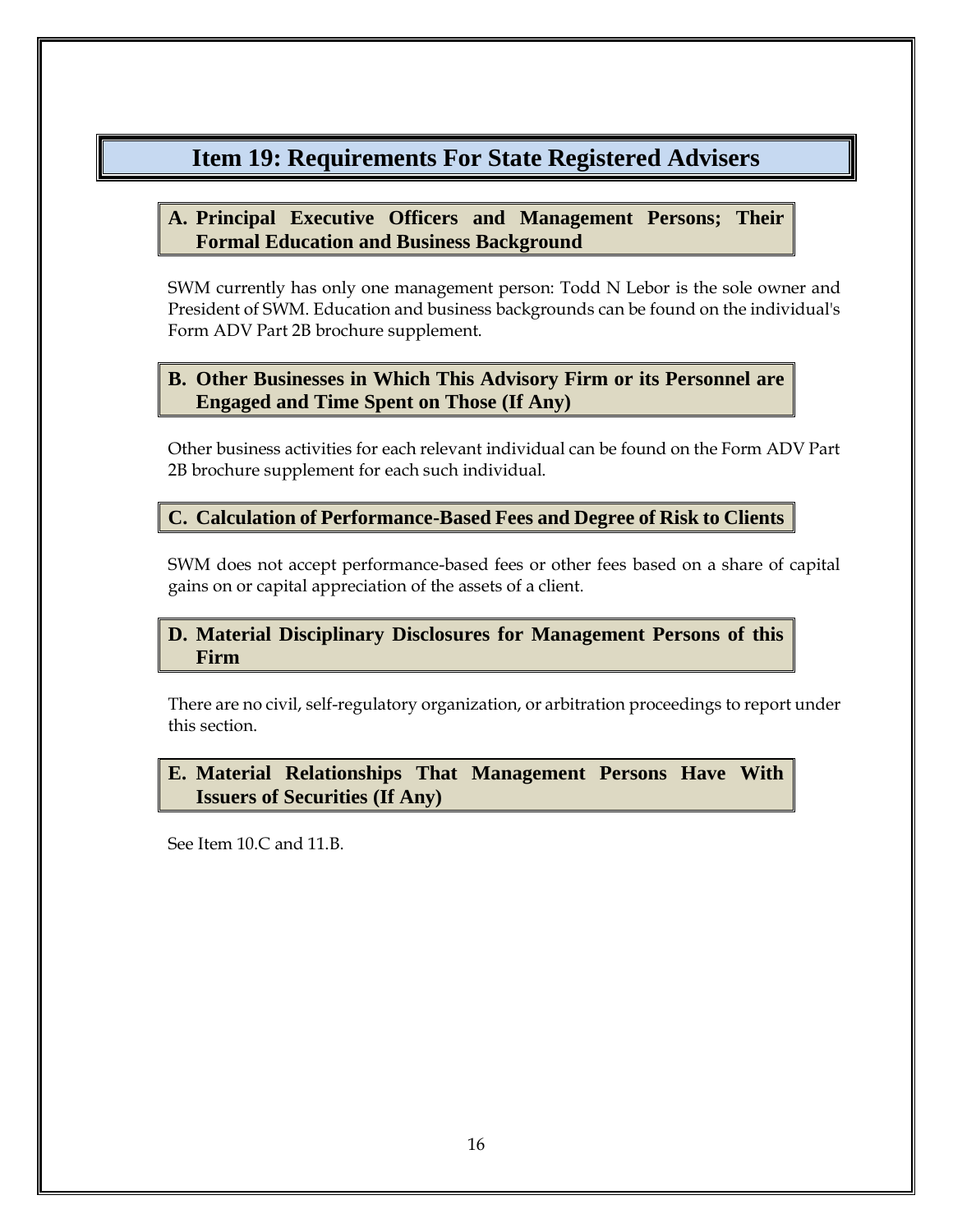# Item 19: Requirements For State Registered Advisers

## A. Principal Executive Officers and Management Persons; Their Formal Education and Business Background

SWM currently has only one management person: Todd N Lebor is the sole owner and President of SWM. Education and business backgrounds can be found on the individual's Form ADV Part 2B brochure supplement.

## B. Other Businesses in Which This Advisory Firm or its Personnel are Engaged and Time Spent on Those (If Any)

Other business activities for each relevant individual can be found on the Form ADV Part 2B brochure supplement for each such individual.

## C. Calculation of Performance-Based Fees and Degree of Risk to Clients

SWM does not accept performance-based fees or other fees based on a share of capital gains on or capital appreciation of the assets of a client.

## D. Material Disciplinary Disclosures for Management Persons of this Firm

There are no civil, self-regulatory organization, or arbitration proceedings to report under this section.

## E. Material Relationships That Management Persons Have With Issuers of Securities (If Any)

See Item 10.C and 11.B.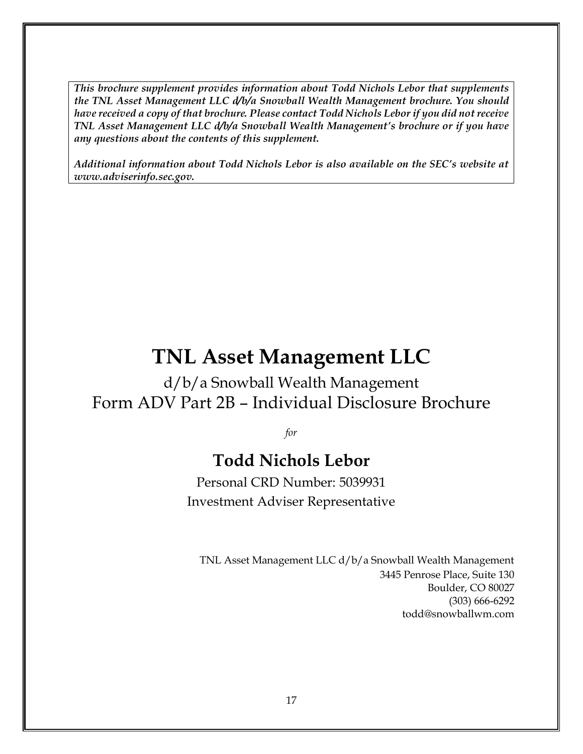***This brochure supplement provides information about Todd Nichols Lebor that supplements the TNL Asset Management LLC d/b/a Snowball Wealth Management brochure. You should have received a copy of that brochure. Please contact Todd Nichols Lebor if you did not receive TNL Asset Management LLC d/b/a Snowball Wealth Management's brochure or if you have any questions about the contents of this supplement.***

***Additional information about Todd Nichols Lebor is also available on the SEC's website at www.adviserinfo.sec.gov.***

# TNL Asset Management LLC

d/b/a Snowball Wealth Management

Form ADV Part 2B – Individual Disclosure Brochure

*for*

## Todd Nichols Lebor

Personal CRD Number: 5039931

Investment Adviser Representative

TNL Asset Management LLC d/b/a Snowball Wealth Management
3445 Penrose Place, Suite 130
Boulder, CO 80027
(303) 666-6292
todd@snowballwm.com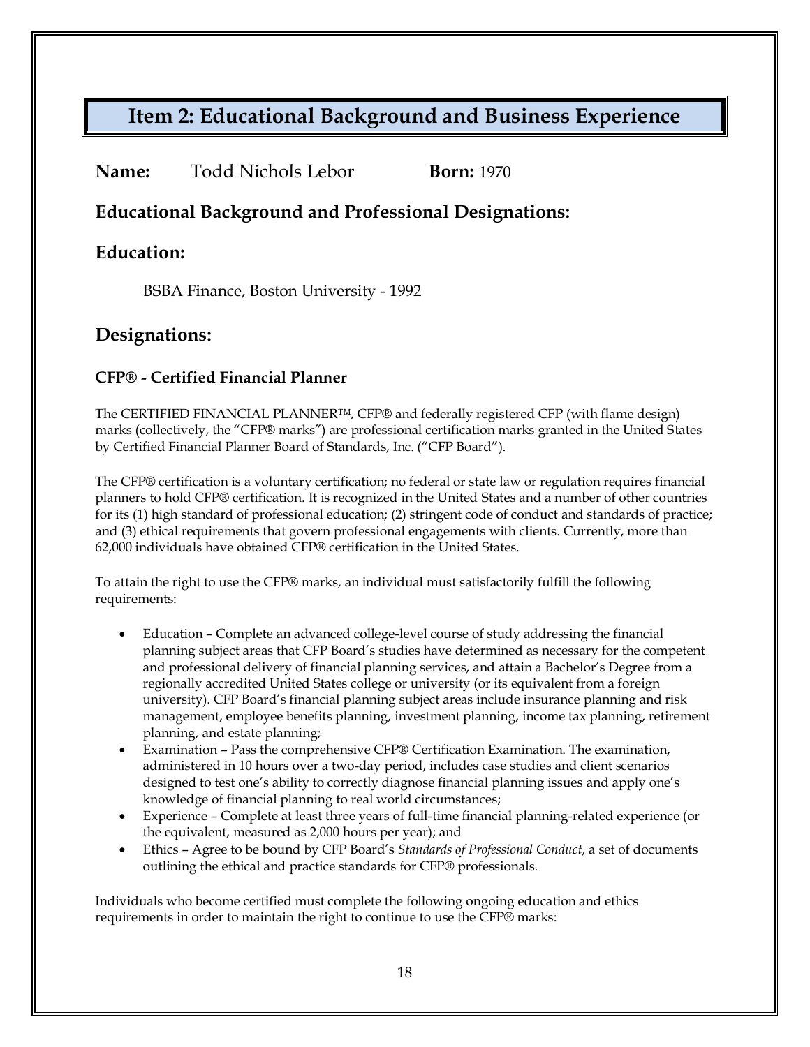# Item 2: Educational Background and Business Experience

**Name:** Todd Nichols Lebor **Born:** 1970

## Educational Background and Professional Designations:

## Education:

BSBA Finance, Boston University - 1992

## Designations:

### CFP® - Certified Financial Planner

The CERTIFIED FINANCIAL PLANNER™, CFP® and federally registered CFP (with flame design) marks (collectively, the "CFP® marks") are professional certification marks granted in the United States by Certified Financial Planner Board of Standards, Inc. ("CFP Board").

The CFP® certification is a voluntary certification; no federal or state law or regulation requires financial planners to hold CFP® certification. It is recognized in the United States and a number of other countries for its (1) high standard of professional education; (2) stringent code of conduct and standards of practice; and (3) ethical requirements that govern professional engagements with clients. Currently, more than 62,000 individuals have obtained CFP® certification in the United States.

To attain the right to use the CFP® marks, an individual must satisfactorily fulfill the following requirements:

- Education – Complete an advanced college-level course of study addressing the financial planning subject areas that CFP Board's studies have determined as necessary for the competent and professional delivery of financial planning services, and attain a Bachelor's Degree from a regionally accredited United States college or university (or its equivalent from a foreign university). CFP Board's financial planning subject areas include insurance planning and risk management, employee benefits planning, investment planning, income tax planning, retirement planning, and estate planning;
- Examination – Pass the comprehensive CFP® Certification Examination. The examination, administered in 10 hours over a two-day period, includes case studies and client scenarios designed to test one's ability to correctly diagnose financial planning issues and apply one's knowledge of financial planning to real world circumstances;
- Experience – Complete at least three years of full-time financial planning-related experience (or the equivalent, measured as 2,000 hours per year); and
- Ethics – Agree to be bound by CFP Board's *Standards of Professional Conduct*, a set of documents outlining the ethical and practice standards for CFP® professionals.

Individuals who become certified must complete the following ongoing education and ethics requirements in order to maintain the right to continue to use the CFP® marks: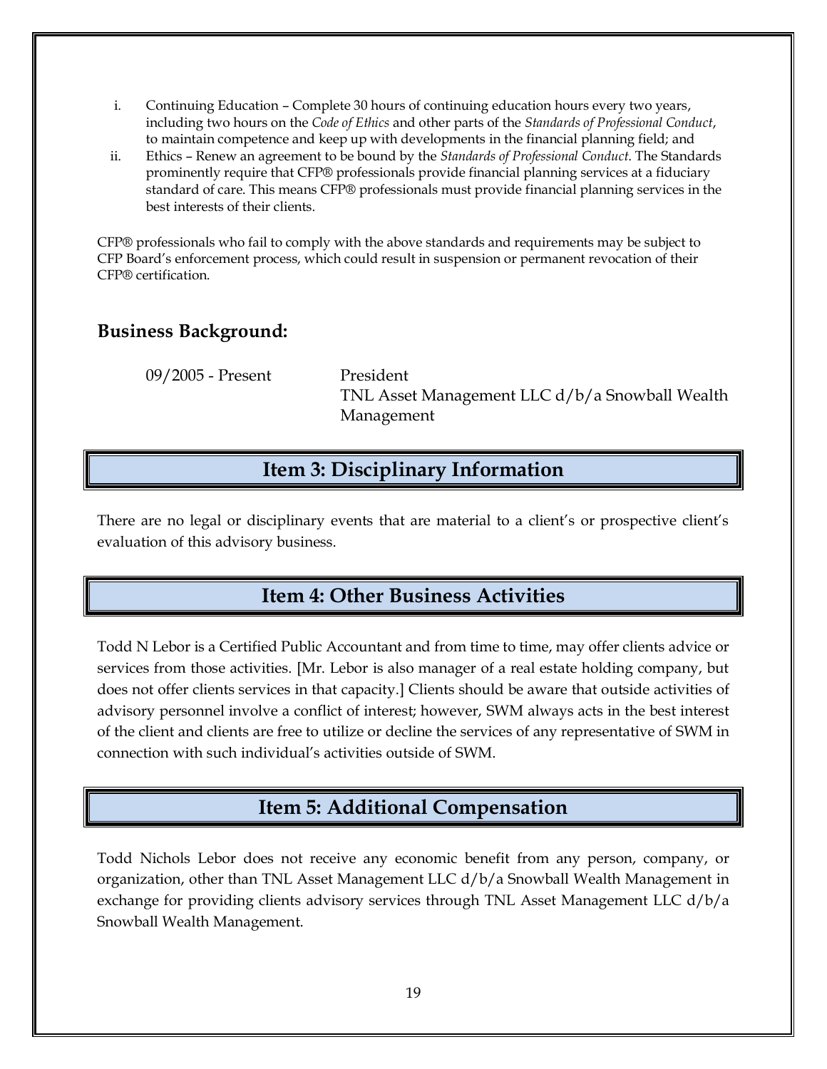i. Continuing Education – Complete 30 hours of continuing education hours every two years, including two hours on the *Code of Ethics* and other parts of the *Standards of Professional Conduct*, to maintain competence and keep up with developments in the financial planning field; and
ii. Ethics – Renew an agreement to be bound by the *Standards of Professional Conduct*. The Standards prominently require that CFP® professionals provide financial planning services at a fiduciary standard of care. This means CFP® professionals must provide financial planning services in the best interests of their clients.

CFP® professionals who fail to comply with the above standards and requirements may be subject to CFP Board's enforcement process, which could result in suspension or permanent revocation of their CFP® certification.

### Business Background:

| | |
|---|---|
| 09/2005 - Present | President<br>TNL Asset Management LLC d/b/a Snowball Wealth Management |

## Item 3: Disciplinary Information

There are no legal or disciplinary events that are material to a client's or prospective client's evaluation of this advisory business.

## Item 4: Other Business Activities

Todd N Lebor is a Certified Public Accountant and from time to time, may offer clients advice or services from those activities. [Mr. Lebor is also manager of a real estate holding company, but does not offer clients services in that capacity.] Clients should be aware that outside activities of advisory personnel involve a conflict of interest; however, SWM always acts in the best interest of the client and clients are free to utilize or decline the services of any representative of SWM in connection with such individual's activities outside of SWM.

## Item 5: Additional Compensation

Todd Nichols Lebor does not receive any economic benefit from any person, company, or organization, other than TNL Asset Management LLC d/b/a Snowball Wealth Management in exchange for providing clients advisory services through TNL Asset Management LLC d/b/a Snowball Wealth Management.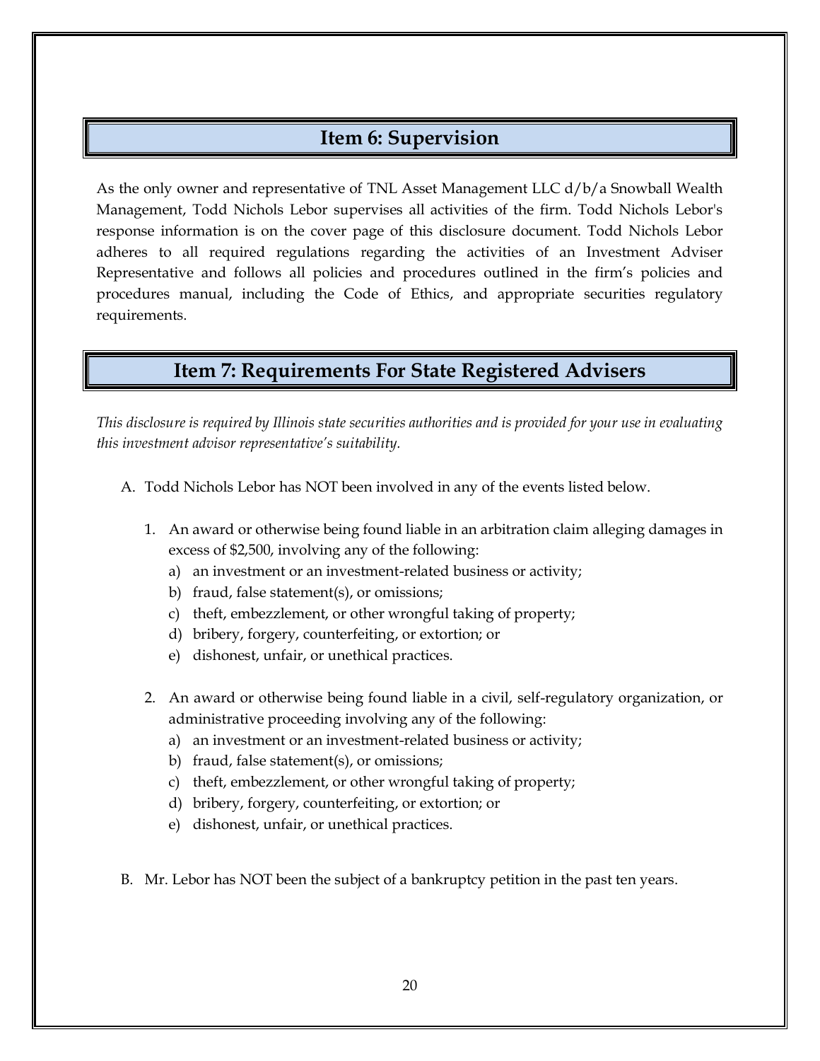## Item 6: Supervision

As the only owner and representative of TNL Asset Management LLC d/b/a Snowball Wealth Management, Todd Nichols Lebor supervises all activities of the firm. Todd Nichols Lebor's response information is on the cover page of this disclosure document. Todd Nichols Lebor adheres to all required regulations regarding the activities of an Investment Adviser Representative and follows all policies and procedures outlined in the firm's policies and procedures manual, including the Code of Ethics, and appropriate securities regulatory requirements.

## Item 7: Requirements For State Registered Advisers

*This disclosure is required by Illinois state securities authorities and is provided for your use in evaluating this investment advisor representative's suitability.*

A. Todd Nichols Lebor has NOT been involved in any of the events listed below.

   1. An award or otherwise being found liable in an arbitration claim alleging damages in excess of $2,500, involving any of the following:
      a) an investment or an investment-related business or activity;
      b) fraud, false statement(s), or omissions;
      c) theft, embezzlement, or other wrongful taking of property;
      d) bribery, forgery, counterfeiting, or extortion; or
      e) dishonest, unfair, or unethical practices.

   2. An award or otherwise being found liable in a civil, self-regulatory organization, or administrative proceeding involving any of the following:
      a) an investment or an investment-related business or activity;
      b) fraud, false statement(s), or omissions;
      c) theft, embezzlement, or other wrongful taking of property;
      d) bribery, forgery, counterfeiting, or extortion; or
      e) dishonest, unfair, or unethical practices.

B. Mr. Lebor has NOT been the subject of a bankruptcy petition in the past ten years.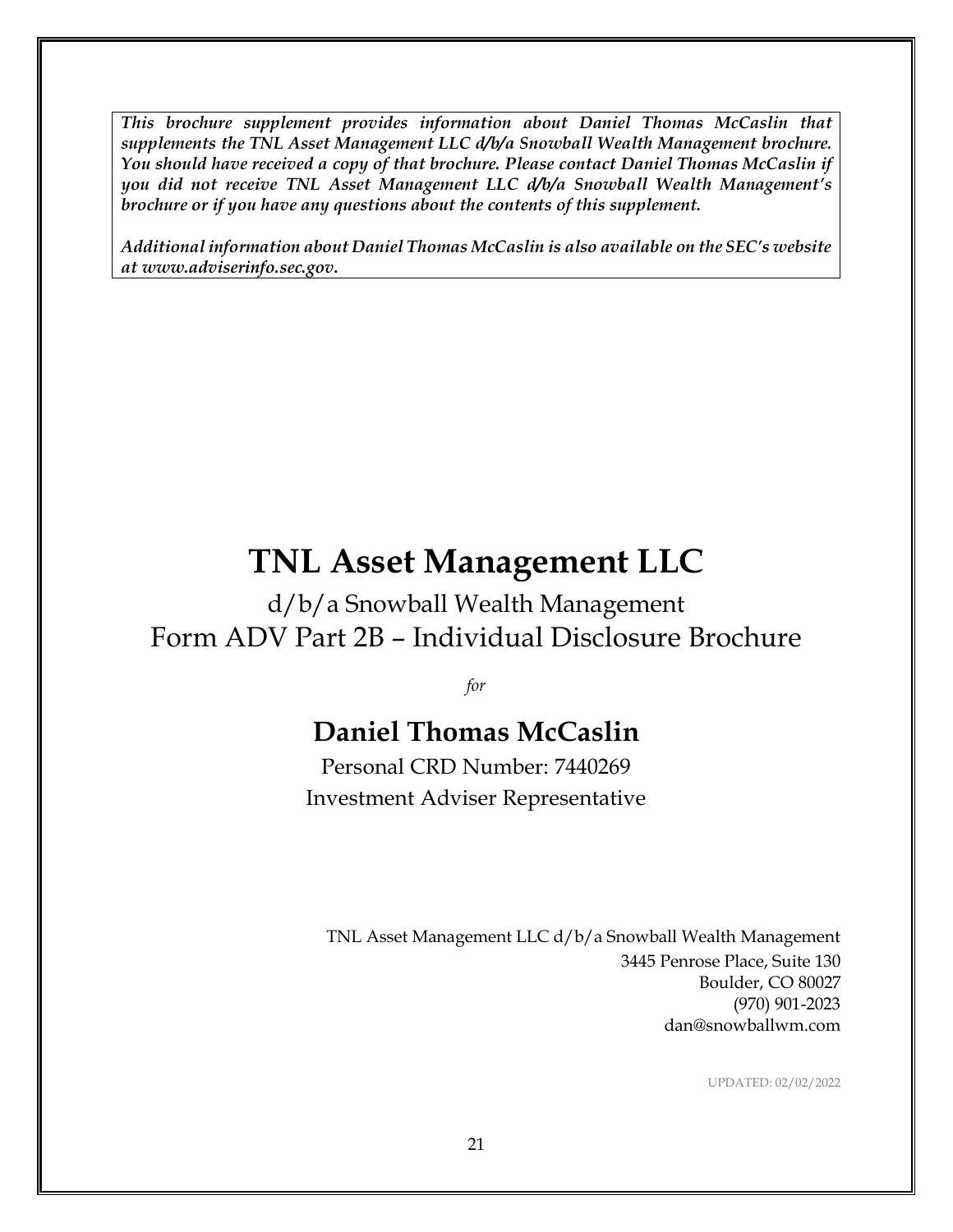***This brochure supplement provides information about Daniel Thomas McCaslin that supplements the TNL Asset Management LLC d/b/a Snowball Wealth Management brochure. You should have received a copy of that brochure. Please contact Daniel Thomas McCaslin if you did not receive TNL Asset Management LLC d/b/a Snowball Wealth Management's brochure or if you have any questions about the contents of this supplement.***

***Additional information about Daniel Thomas McCaslin is also available on the SEC's website at www.adviserinfo.sec.gov.***

# TNL Asset Management LLC

d/b/a Snowball Wealth Management

Form ADV Part 2B – Individual Disclosure Brochure

*for*

## Daniel Thomas McCaslin

Personal CRD Number: 7440269

Investment Adviser Representative

TNL Asset Management LLC d/b/a Snowball Wealth Management

3445 Penrose Place, Suite 130

Boulder, CO 80027

(970) 901-2023

dan@snowballwm.com

UPDATED: 02/02/2022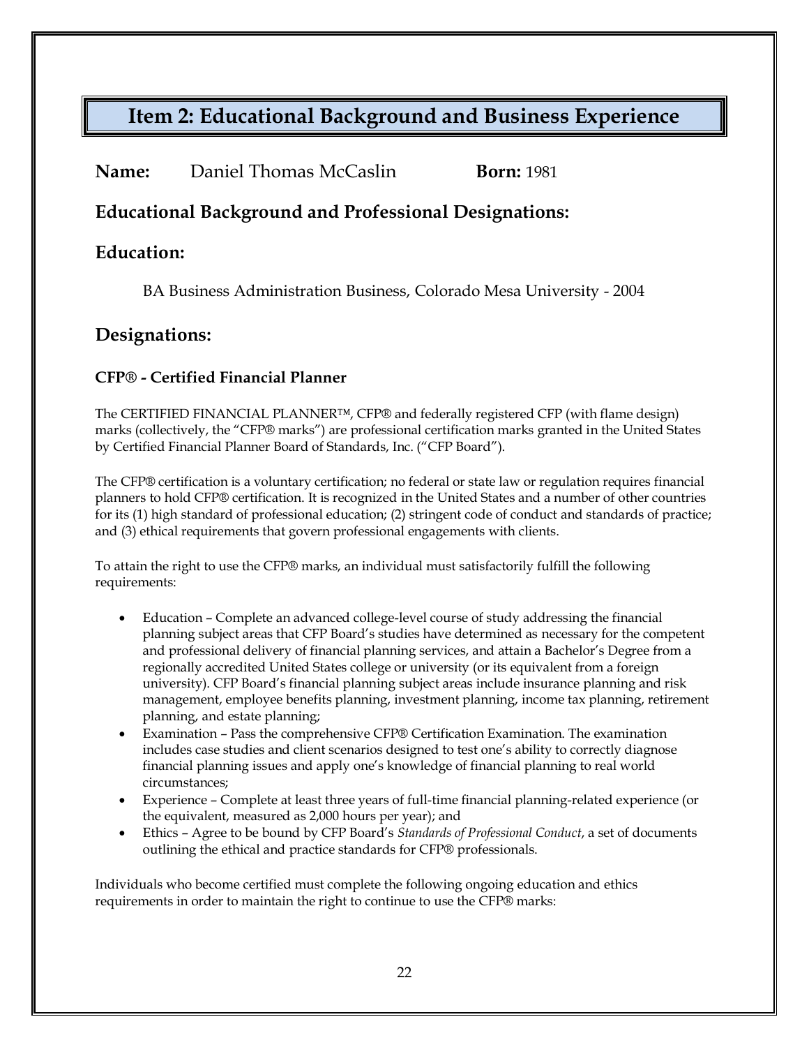# Item 2: Educational Background and Business Experience

**Name:** Daniel Thomas McCaslin **Born:** 1981

## Educational Background and Professional Designations:

## Education:

BA Business Administration Business, Colorado Mesa University - 2004

## Designations:

### CFP® - Certified Financial Planner

The CERTIFIED FINANCIAL PLANNER™, CFP® and federally registered CFP (with flame design) marks (collectively, the "CFP® marks") are professional certification marks granted in the United States by Certified Financial Planner Board of Standards, Inc. ("CFP Board").

The CFP® certification is a voluntary certification; no federal or state law or regulation requires financial planners to hold CFP® certification. It is recognized in the United States and a number of other countries for its (1) high standard of professional education; (2) stringent code of conduct and standards of practice; and (3) ethical requirements that govern professional engagements with clients.

To attain the right to use the CFP® marks, an individual must satisfactorily fulfill the following requirements:

- Education – Complete an advanced college-level course of study addressing the financial planning subject areas that CFP Board's studies have determined as necessary for the competent and professional delivery of financial planning services, and attain a Bachelor's Degree from a regionally accredited United States college or university (or its equivalent from a foreign university). CFP Board's financial planning subject areas include insurance planning and risk management, employee benefits planning, investment planning, income tax planning, retirement planning, and estate planning;
- Examination – Pass the comprehensive CFP® Certification Examination. The examination includes case studies and client scenarios designed to test one's ability to correctly diagnose financial planning issues and apply one's knowledge of financial planning to real world circumstances;
- Experience – Complete at least three years of full-time financial planning-related experience (or the equivalent, measured as 2,000 hours per year); and
- Ethics – Agree to be bound by CFP Board's *Standards of Professional Conduct*, a set of documents outlining the ethical and practice standards for CFP® professionals.

Individuals who become certified must complete the following ongoing education and ethics requirements in order to maintain the right to continue to use the CFP® marks: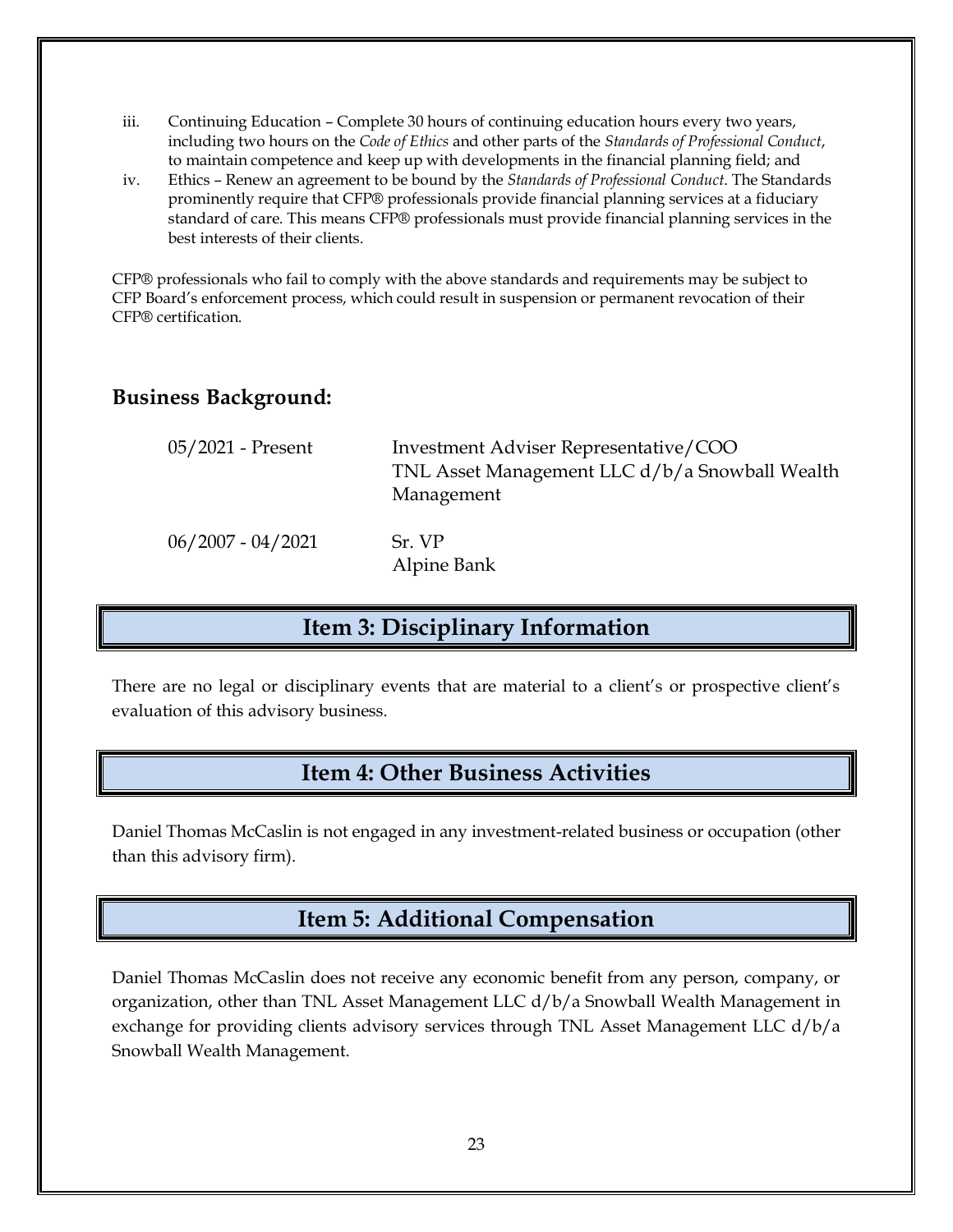iii. Continuing Education – Complete 30 hours of continuing education hours every two years, including two hours on the *Code of Ethics* and other parts of the *Standards of Professional Conduct*, to maintain competence and keep up with developments in the financial planning field; and
iv. Ethics – Renew an agreement to be bound by the *Standards of Professional Conduct*. The Standards prominently require that CFP® professionals provide financial planning services at a fiduciary standard of care. This means CFP® professionals must provide financial planning services in the best interests of their clients.

CFP® professionals who fail to comply with the above standards and requirements may be subject to CFP Board's enforcement process, which could result in suspension or permanent revocation of their CFP® certification.

### Business Background:

| | |
|---|---|
| 05/2021 - Present | Investment Adviser Representative/COO<br>TNL Asset Management LLC d/b/a Snowball Wealth Management |
| 06/2007 - 04/2021 | Sr. VP<br>Alpine Bank |

## Item 3: Disciplinary Information

There are no legal or disciplinary events that are material to a client's or prospective client's evaluation of this advisory business.

## Item 4: Other Business Activities

Daniel Thomas McCaslin is not engaged in any investment-related business or occupation (other than this advisory firm).

## Item 5: Additional Compensation

Daniel Thomas McCaslin does not receive any economic benefit from any person, company, or organization, other than TNL Asset Management LLC d/b/a Snowball Wealth Management in exchange for providing clients advisory services through TNL Asset Management LLC d/b/a Snowball Wealth Management.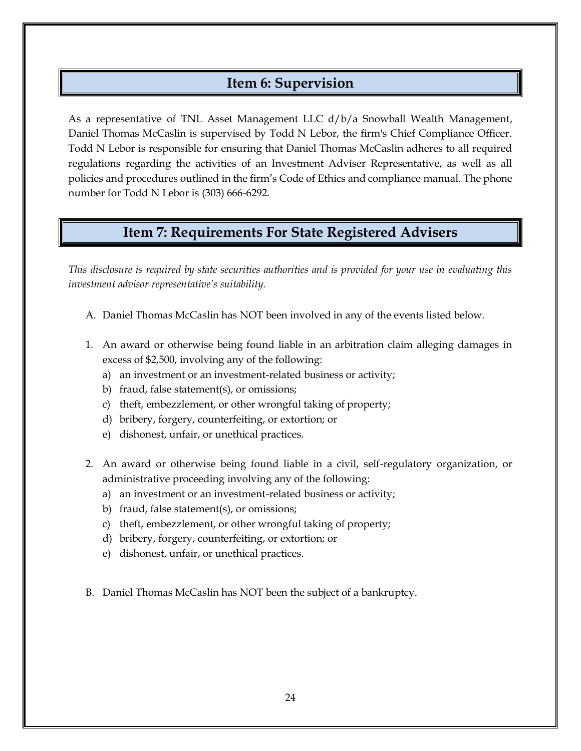## Item 6: Supervision

As a representative of TNL Asset Management LLC d/b/a Snowball Wealth Management, Daniel Thomas McCaslin is supervised by Todd N Lebor, the firm's Chief Compliance Officer. Todd N Lebor is responsible for ensuring that Daniel Thomas McCaslin adheres to all required regulations regarding the activities of an Investment Adviser Representative, as well as all policies and procedures outlined in the firm's Code of Ethics and compliance manual. The phone number for Todd N Lebor is (303) 666-6292.

## Item 7: Requirements For State Registered Advisers

*This disclosure is required by state securities authorities and is provided for your use in evaluating this investment advisor representative's suitability.*

A. Daniel Thomas McCaslin has NOT been involved in any of the events listed below.

1. An award or otherwise being found liable in an arbitration claim alleging damages in excess of $2,500, involving any of the following:
   a) an investment or an investment-related business or activity;
   b) fraud, false statement(s), or omissions;
   c) theft, embezzlement, or other wrongful taking of property;
   d) bribery, forgery, counterfeiting, or extortion; or
   e) dishonest, unfair, or unethical practices.

2. An award or otherwise being found liable in a civil, self-regulatory organization, or administrative proceeding involving any of the following:
   a) an investment or an investment-related business or activity;
   b) fraud, false statement(s), or omissions;
   c) theft, embezzlement, or other wrongful taking of property;
   d) bribery, forgery, counterfeiting, or extortion; or
   e) dishonest, unfair, or unethical practices.

B. Daniel Thomas McCaslin has NOT been the subject of a bankruptcy.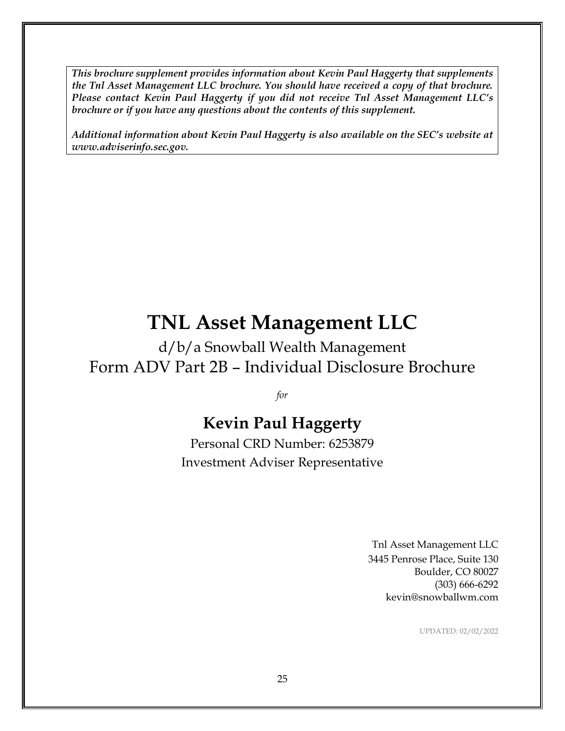***This brochure supplement provides information about Kevin Paul Haggerty that supplements the Tnl Asset Management LLC brochure. You should have received a copy of that brochure. Please contact Kevin Paul Haggerty if you did not receive Tnl Asset Management LLC's brochure or if you have any questions about the contents of this supplement.***

***Additional information about Kevin Paul Haggerty is also available on the SEC's website at www.adviserinfo.sec.gov.***

# TNL Asset Management LLC

d/b/a Snowball Wealth Management

Form ADV Part 2B – Individual Disclosure Brochure

*for*

## Kevin Paul Haggerty

Personal CRD Number: 6253879

Investment Adviser Representative

Tnl Asset Management LLC
3445 Penrose Place, Suite 130
Boulder, CO 80027
(303) 666-6292
kevin@snowballwm.com

UPDATED: 02/02/2022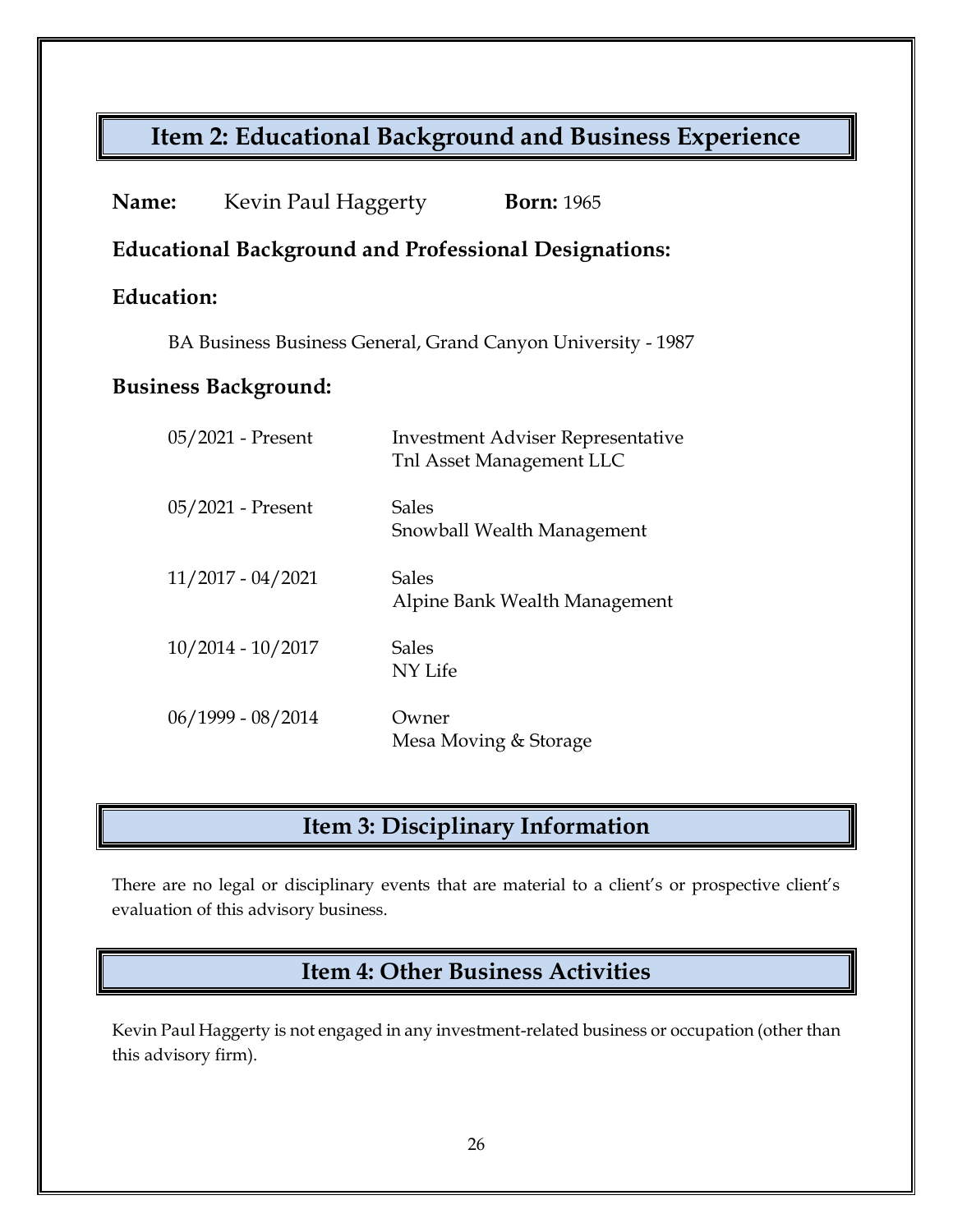## Item 2: Educational Background and Business Experience

**Name:** Kevin Paul Haggerty **Born:** 1965

**Educational Background and Professional Designations:**

**Education:**

BA Business Business General, Grand Canyon University - 1987

**Business Background:**

| | |
|---|---|
| 05/2021 - Present | Investment Adviser Representative<br>Tnl Asset Management LLC |
| 05/2021 - Present | Sales<br>Snowball Wealth Management |
| 11/2017 - 04/2021 | Sales<br>Alpine Bank Wealth Management |
| 10/2014 - 10/2017 | Sales<br>NY Life |
| 06/1999 - 08/2014 | Owner<br>Mesa Moving & Storage |

## Item 3: Disciplinary Information

There are no legal or disciplinary events that are material to a client's or prospective client's evaluation of this advisory business.

## Item 4: Other Business Activities

Kevin Paul Haggerty is not engaged in any investment-related business or occupation (other than this advisory firm).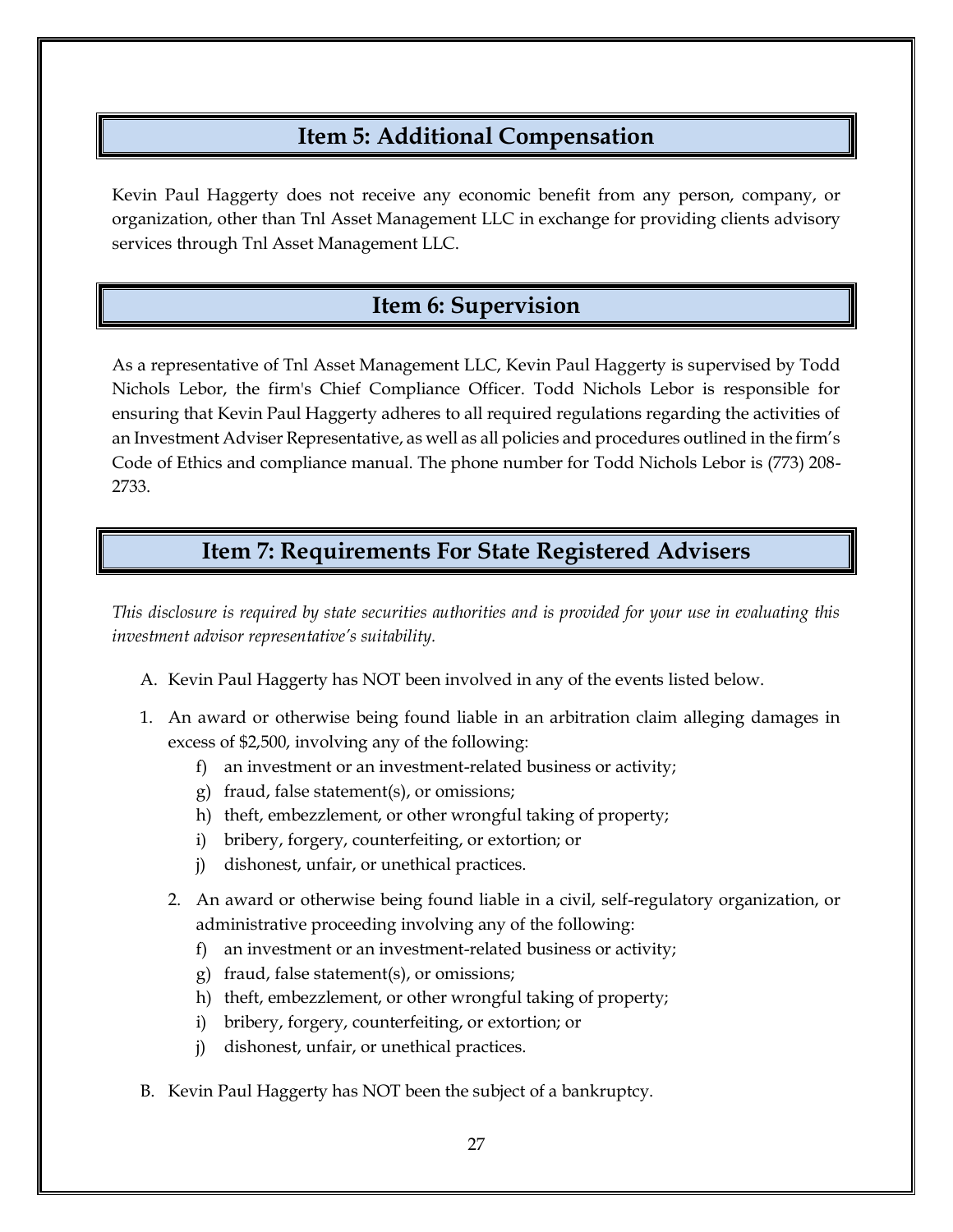## Item 5: Additional Compensation

Kevin Paul Haggerty does not receive any economic benefit from any person, company, or organization, other than Tnl Asset Management LLC in exchange for providing clients advisory services through Tnl Asset Management LLC.

## Item 6: Supervision

As a representative of Tnl Asset Management LLC, Kevin Paul Haggerty is supervised by Todd Nichols Lebor, the firm's Chief Compliance Officer. Todd Nichols Lebor is responsible for ensuring that Kevin Paul Haggerty adheres to all required regulations regarding the activities of an Investment Adviser Representative, as well as all policies and procedures outlined in the firm's Code of Ethics and compliance manual. The phone number for Todd Nichols Lebor is (773) 208-2733.

## Item 7: Requirements For State Registered Advisers

*This disclosure is required by state securities authorities and is provided for your use in evaluating this investment advisor representative's suitability.*

A. Kevin Paul Haggerty has NOT been involved in any of the events listed below.

1. An award or otherwise being found liable in an arbitration claim alleging damages in excess of $2,500, involving any of the following:
   - f) an investment or an investment-related business or activity;
   - g) fraud, false statement(s), or omissions;
   - h) theft, embezzlement, or other wrongful taking of property;
   - i) bribery, forgery, counterfeiting, or extortion; or
   - j) dishonest, unfair, or unethical practices.

2. An award or otherwise being found liable in a civil, self-regulatory organization, or administrative proceeding involving any of the following:
   - f) an investment or an investment-related business or activity;
   - g) fraud, false statement(s), or omissions;
   - h) theft, embezzlement, or other wrongful taking of property;
   - i) bribery, forgery, counterfeiting, or extortion; or
   - j) dishonest, unfair, or unethical practices.

B. Kevin Paul Haggerty has NOT been the subject of a bankruptcy.